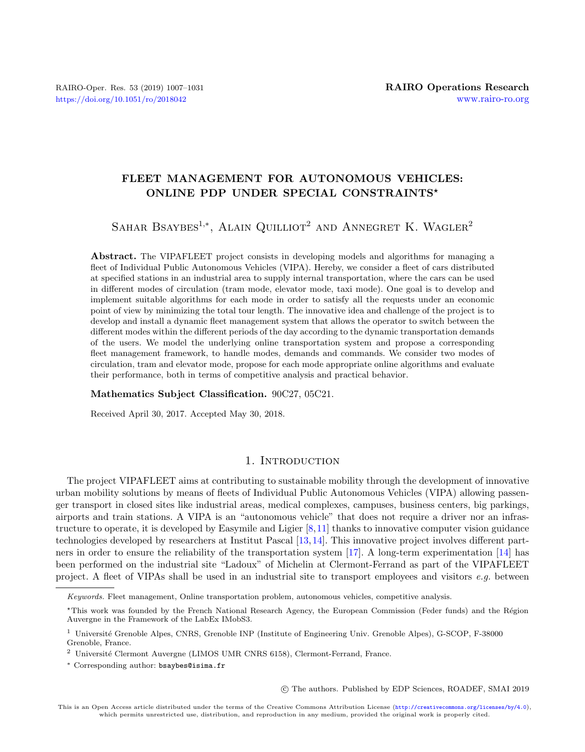# FLEET MANAGEMENT FOR AUTONOMOUS VEHICLES: ONLINE PDP UNDER SPECIAL CONSTRAINTS*

Sahar Bsaybes[1,*], Alain Quilliot[2] and Annegret K. Wagler[2]

**Abstract.** The VIPAFLEET project consists in developing models and algorithms for managing a fleet of Individual Public Autonomous Vehicles (VIPA). Hereby, we consider a fleet of cars distributed at specified stations in an industrial area to supply internal transportation, where the cars can be used in different modes of circulation (tram mode, elevator mode, taxi mode). One goal is to develop and implement suitable algorithms for each mode in order to satisfy all the requests under an economic point of view by minimizing the total tour length. The innovative idea and challenge of the project is to develop and install a dynamic fleet management system that allows the operator to switch between the different modes within the different periods of the day according to the dynamic transportation demands of the users. We model the underlying online transportation system and propose a corresponding fleet management framework, to handle modes, demands and commands. We consider two modes of circulation, tram and elevator mode, propose for each mode appropriate online algorithms and evaluate their performance, both in terms of competitive analysis and practical behavior.

**Mathematics Subject Classification.** 90C27, 05C21.

Received April 30, 2017. Accepted May 30, 2018.

## 1. Introduction

The project VIPAFLEET aims at contributing to sustainable mobility through the development of innovative urban mobility solutions by means of fleets of Individual Public Autonomous Vehicles (VIPA) allowing passenger transport in closed sites like industrial areas, medical complexes, campuses, business centers, big parkings, airports and train stations. A VIPA is an "autonomous vehicle" that does not require a driver nor an infrastructure to operate, it is developed by Easymile and Ligier [8,11] thanks to innovative computer vision guidance technologies developed by researchers at Institut Pascal [13,14]. This innovative project involves different partners in order to ensure the reliability of the transportation system [17]. A long-term experimentation [14] has been performed on the industrial site "Ladoux" of Michelin at Clermont-Ferrand as part of the VIPAFLEET project. A fleet of VIPAs shall be used in an industrial site to transport employees and visitors *e.g.* between

---

*Keywords.* Fleet management, Online transportation problem, autonomous vehicles, competitive analysis.

*This work was founded by the French National Research Agency, the European Commission (Feder funds) and the Région Auvergne in the Framework of the LabEx IMobS3.

[1] Université Grenoble Alpes, CNRS, Grenoble INP (Institute of Engineering Univ. Grenoble Alpes), G-SCOP, F-38000 Grenoble, France.

[2] Université Clermont Auvergne (LIMOS UMR CNRS 6158), Clermont-Ferrand, France.

[*] Corresponding author: bsaybes@isima.fr

© The authors. Published by EDP Sciences, ROADEF, SMAI 2019

This is an Open Access article distributed under the terms of the Creative Commons Attribution License (http://creativecommons.org/licenses/by/4.0), which permits unrestricted use, distribution, and reproduction in any medium, provided the original work is properly cited.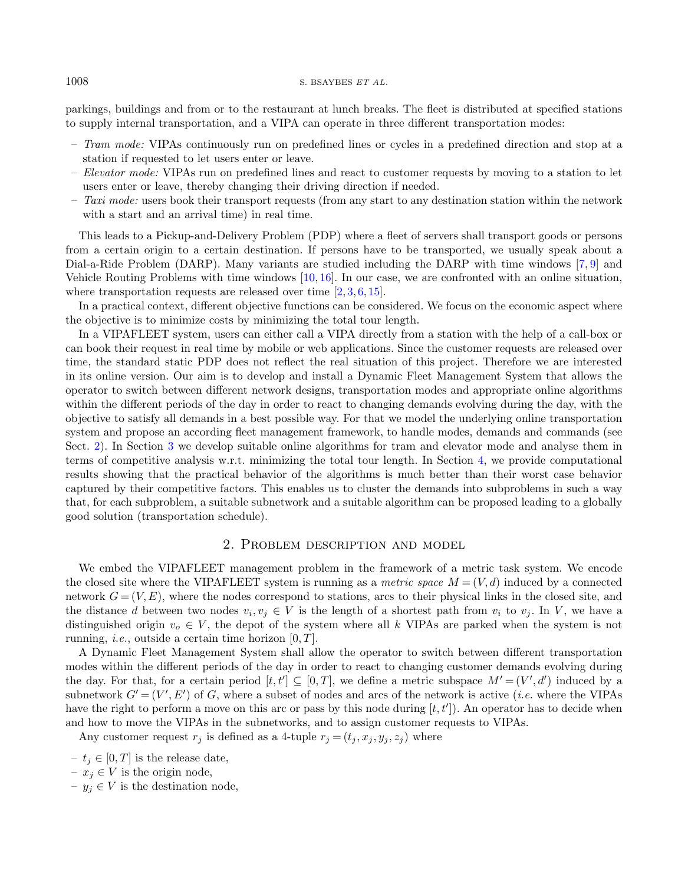parkings, buildings and from or to the restaurant at lunch breaks. The fleet is distributed at specified stations to supply internal transportation, and a VIPA can operate in three different transportation modes:

- *Tram mode:* VIPAs continuously run on predefined lines or cycles in a predefined direction and stop at a station if requested to let users enter or leave.
- *Elevator mode:* VIPAs run on predefined lines and react to customer requests by moving to a station to let users enter or leave, thereby changing their driving direction if needed.
- *Taxi mode:* users book their transport requests (from any start to any destination station within the network with a start and an arrival time) in real time.

This leads to a Pickup-and-Delivery Problem (PDP) where a fleet of servers shall transport goods or persons from a certain origin to a certain destination. If persons have to be transported, we usually speak about a Dial-a-Ride Problem (DARP). Many variants are studied including the DARP with time windows [7, 9] and Vehicle Routing Problems with time windows [10, 16]. In our case, we are confronted with an online situation, where transportation requests are released over time [2, 3, 6, 15].

In a practical context, different objective functions can be considered. We focus on the economic aspect where the objective is to minimize costs by minimizing the total tour length.

In a VIPAFLEET system, users can either call a VIPA directly from a station with the help of a call-box or can book their request in real time by mobile or web applications. Since the customer requests are released over time, the standard static PDP does not reflect the real situation of this project. Therefore we are interested in its online version. Our aim is to develop and install a Dynamic Fleet Management System that allows the operator to switch between different network designs, transportation modes and appropriate online algorithms within the different periods of the day in order to react to changing demands evolving during the day, with the objective to satisfy all demands in a best possible way. For that we model the underlying online transportation system and propose an according fleet management framework, to handle modes, demands and commands (see Sect. 2). In Section 3 we develop suitable online algorithms for tram and elevator mode and analyse them in terms of competitive analysis w.r.t. minimizing the total tour length. In Section 4, we provide computational results showing that the practical behavior of the algorithms is much better than their worst case behavior captured by their competitive factors. This enables us to cluster the demands into subproblems in such a way that, for each subproblem, a suitable subnetwork and a suitable algorithm can be proposed leading to a globally good solution (transportation schedule).

## 2. Problem description and model

We embed the VIPAFLEET management problem in the framework of a metric task system. We encode the closed site where the VIPAFLEET system is running as a *metric space* $M = (V, d)$ induced by a connected network $G = (V, E)$, where the nodes correspond to stations, arcs to their physical links in the closed site, and the distance $d$ between two nodes $v_i, v_j \in V$ is the length of a shortest path from $v_i$ to $v_j$. In $V$, we have a distinguished origin $v_o \in V$, the depot of the system where all $k$ VIPAs are parked when the system is not running, *i.e.*, outside a certain time horizon $[0, T]$.

A Dynamic Fleet Management System shall allow the operator to switch between different transportation modes within the different periods of the day in order to react to changing customer demands evolving during the day. For that, for a certain period $[t, t'] \subseteq [0, T]$, we define a metric subspace $M' = (V', d')$ induced by a subnetwork $G' = (V', E')$ of $G$, where a subset of nodes and arcs of the network is active (*i.e.* where the VIPAs have the right to perform a move on this arc or pass by this node during $[t, t']$). An operator has to decide when and how to move the VIPAs in the subnetworks, and to assign customer requests to VIPAs.

Any customer request $r_j$ is defined as a 4-tuple $r_j = (t_j, x_j, y_j, z_j)$ where

- $t_j \in [0, T]$ is the release date,
- $x_j \in V$ is the origin node,
- $y_j \in V$ is the destination node,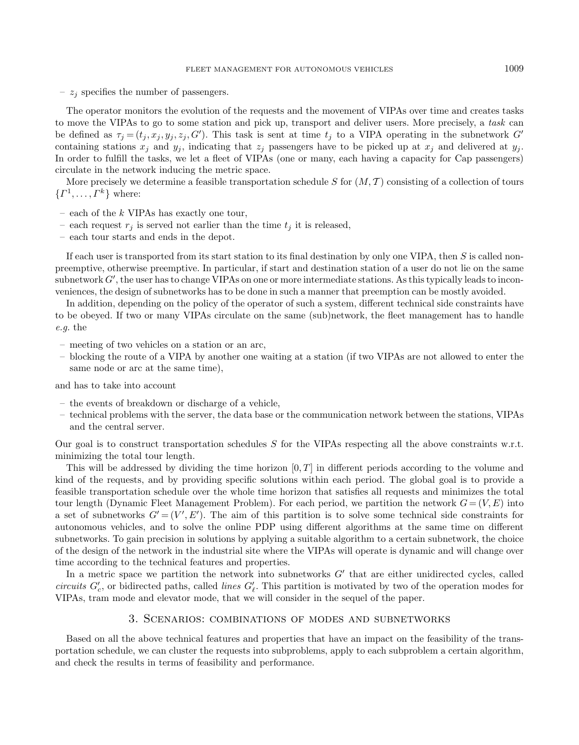– $z_j$ specifies the number of passengers.

The operator monitors the evolution of the requests and the movement of VIPAs over time and creates tasks to move the VIPAs to go to some station and pick up, transport and deliver users. More precisely, a *task* can be defined as $\tau_j = (t_j, x_j, y_j, z_j, G')$. This task is sent at time $t_j$ to a VIPA operating in the subnetwork $G'$ containing stations $x_j$ and $y_j$, indicating that $z_j$ passengers have to be picked up at $x_j$ and delivered at $y_j$. In order to fulfill the tasks, we let a fleet of VIPAs (one or many, each having a capacity for Cap passengers) circulate in the network inducing the metric space.

More precisely we determine a feasible transportation schedule $S$ for $(M, \mathcal{T})$ consisting of a collection of tours $\{\Gamma^1, \ldots, \Gamma^k\}$ where:

– each of the $k$ VIPAs has exactly one tour,
– each request $r_j$ is served not earlier than the time $t_j$ it is released,
– each tour starts and ends in the depot.

If each user is transported from its start station to its final destination by only one VIPA, then $S$ is called non-preemptive, otherwise preemptive. In particular, if start and destination station of a user do not lie on the same subnetwork $G'$, the user has to change VIPAs on one or more intermediate stations. As this typically leads to inconveniences, the design of subnetworks has to be done in such a manner that preemption can be mostly avoided.

In addition, depending on the policy of the operator of such a system, different technical side constraints have to be obeyed. If two or many VIPAs circulate on the same (sub)network, the fleet management has to handle *e.g.* the

– meeting of two vehicles on a station or an arc,
– blocking the route of a VIPA by another one waiting at a station (if two VIPAs are not allowed to enter the same node or arc at the same time),

and has to take into account

– the events of breakdown or discharge of a vehicle,
– technical problems with the server, the data base or the communication network between the stations, VIPAs and the central server.

Our goal is to construct transportation schedules $S$ for the VIPAs respecting all the above constraints w.r.t. minimizing the total tour length.

This will be addressed by dividing the time horizon $[0, T]$ in different periods according to the volume and kind of the requests, and by providing specific solutions within each period. The global goal is to provide a feasible transportation schedule over the whole time horizon that satisfies all requests and minimizes the total tour length (Dynamic Fleet Management Problem). For each period, we partition the network $G = (V, E)$ into a set of subnetworks $G' = (V', E')$. The aim of this partition is to solve some technical side constraints for autonomous vehicles, and to solve the online PDP using different algorithms at the same time on different subnetworks. To gain precision in solutions by applying a suitable algorithm to a certain subnetwork, the choice of the design of the network in the industrial site where the VIPAs will operate is dynamic and will change over time according to the technical features and properties.

In a metric space we partition the network into subnetworks $G'$ that are either unidirected cycles, called *circuits* $G'_c$, or bidirected paths, called *lines* $G'_\ell$. This partition is motivated by two of the operation modes for VIPAs, tram mode and elevator mode, that we will consider in the sequel of the paper.

## 3. Scenarios: combinations of modes and subnetworks

Based on all the above technical features and properties that have an impact on the feasibility of the transportation schedule, we can cluster the requests into subproblems, apply to each subproblem a certain algorithm, and check the results in terms of feasibility and performance.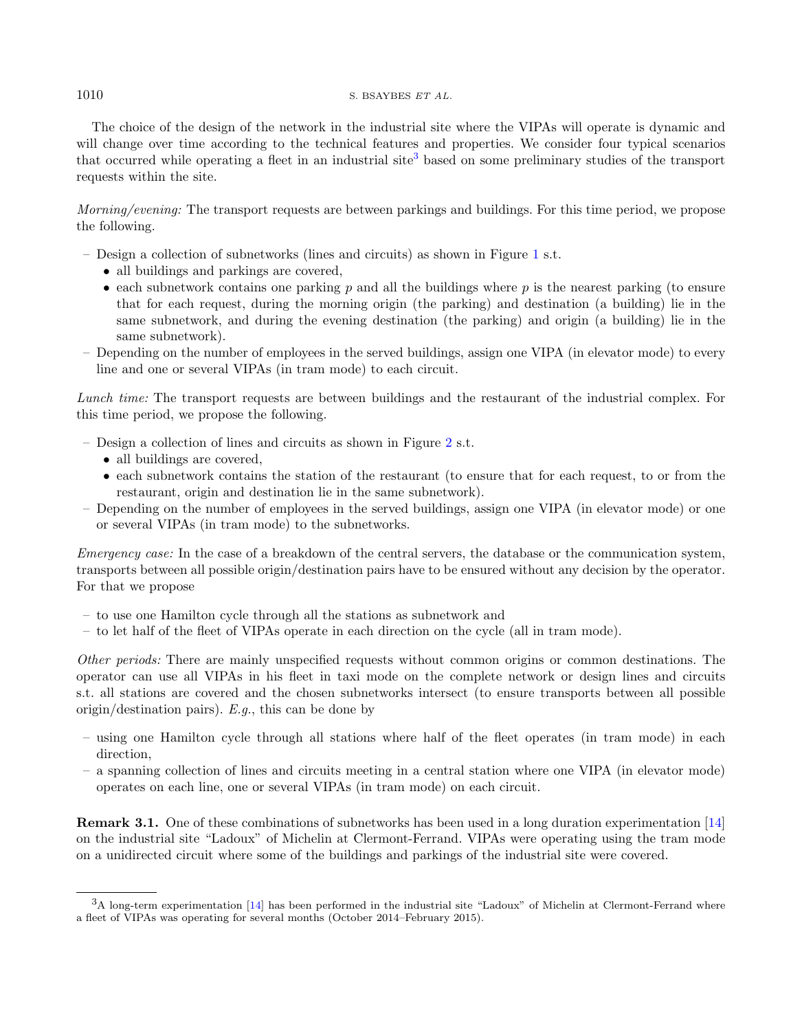The choice of the design of the network in the industrial site where the VIPAs will operate is dynamic and will change over time according to the technical features and properties. We consider four typical scenarios that occurred while operating a fleet in an industrial site[3] based on some preliminary studies of the transport requests within the site.

*Morning/evening:* The transport requests are between parkings and buildings. For this time period, we propose the following.

– Design a collection of subnetworks (lines and circuits) as shown in Figure 1 s.t.
  - all buildings and parkings are covered,
  - each subnetwork contains one parking $p$ and all the buildings where $p$ is the nearest parking (to ensure that for each request, during the morning origin (the parking) and destination (a building) lie in the same subnetwork, and during the evening destination (the parking) and origin (a building) lie in the same subnetwork).

– Depending on the number of employees in the served buildings, assign one VIPA (in elevator mode) to every line and one or several VIPAs (in tram mode) to each circuit.

*Lunch time:* The transport requests are between buildings and the restaurant of the industrial complex. For this time period, we propose the following.

– Design a collection of lines and circuits as shown in Figure 2 s.t.
  - all buildings are covered,
  - each subnetwork contains the station of the restaurant (to ensure that for each request, to or from the restaurant, origin and destination lie in the same subnetwork).

– Depending on the number of employees in the served buildings, assign one VIPA (in elevator mode) or one or several VIPAs (in tram mode) to the subnetworks.

*Emergency case:* In the case of a breakdown of the central servers, the database or the communication system, transports between all possible origin/destination pairs have to be ensured without any decision by the operator. For that we propose

– to use one Hamilton cycle through all the stations as subnetwork and
– to let half of the fleet of VIPAs operate in each direction on the cycle (all in tram mode).

*Other periods:* There are mainly unspecified requests without common origins or common destinations. The operator can use all VIPAs in his fleet in taxi mode on the complete network or design lines and circuits s.t. all stations are covered and the chosen subnetworks intersect (to ensure transports between all possible origin/destination pairs). *E.g.*, this can be done by

– using one Hamilton cycle through all stations where half of the fleet operates (in tram mode) in each direction,
– a spanning collection of lines and circuits meeting in a central station where one VIPA (in elevator mode) operates on each line, one or several VIPAs (in tram mode) on each circuit.

**Remark 3.1.** One of these combinations of subnetworks has been used in a long duration experimentation [14] on the industrial site "Ladoux" of Michelin at Clermont-Ferrand. VIPAs were operating using the tram mode on a unidirected circuit where some of the buildings and parkings of the industrial site were covered.

---

[3] A long-term experimentation [14] has been performed in the industrial site "Ladoux" of Michelin at Clermont-Ferrand where a fleet of VIPAs was operating for several months (October 2014–February 2015).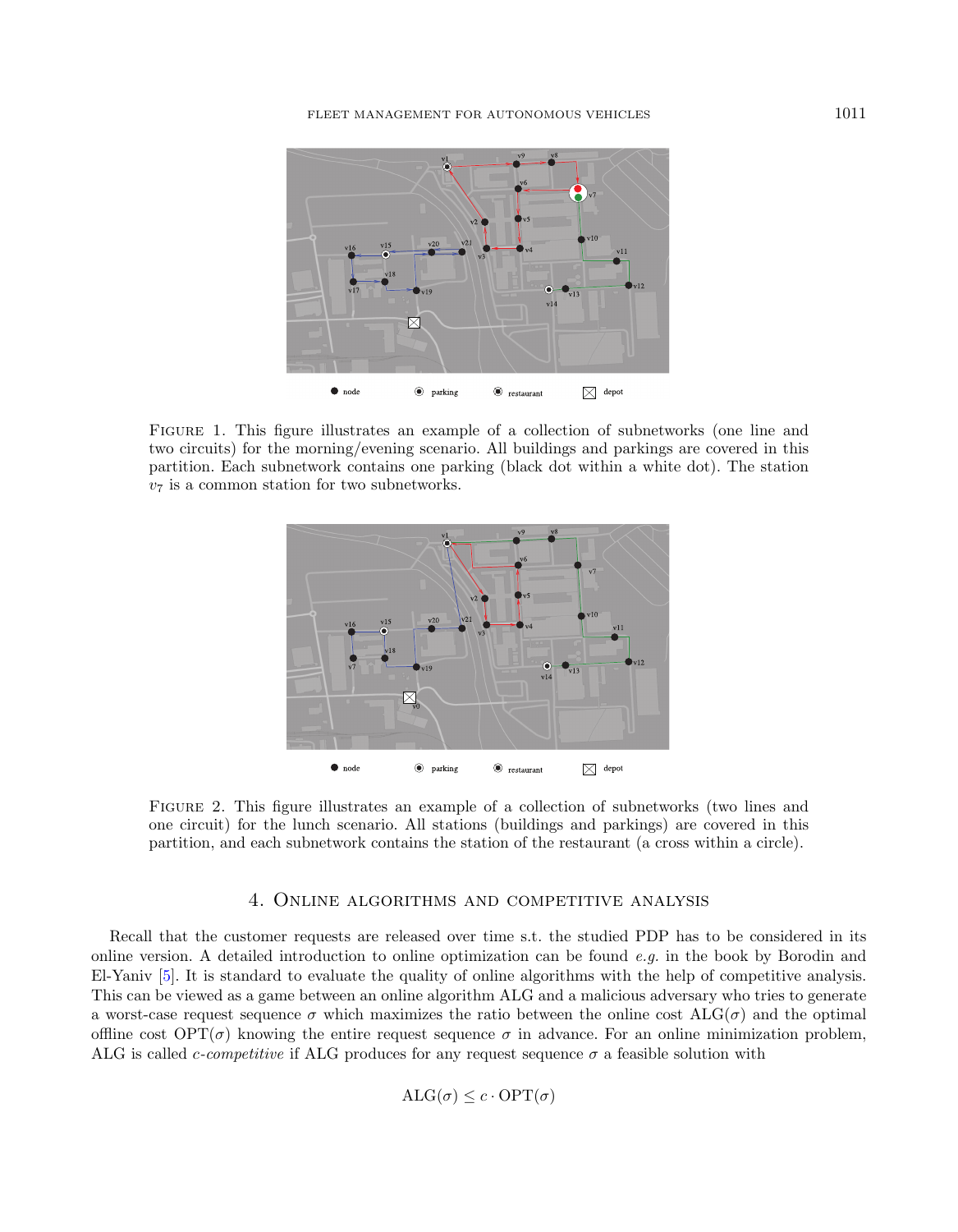Figure 1. This figure illustrates an example of a collection of subnetworks (one line and two circuits) for the morning/evening scenario. All buildings and parkings are covered in this partition. Each subnetwork contains one parking (black dot within a white dot). The station $v_7$ is a common station for two subnetworks.

Figure 2. This figure illustrates an example of a collection of subnetworks (two lines and one circuit) for the lunch scenario. All stations (buildings and parkings) are covered in this partition, and each subnetwork contains the station of the restaurant (a cross within a circle).

## 4. Online algorithms and competitive analysis

Recall that the customer requests are released over time s.t. the studied PDP has to be considered in its online version. A detailed introduction to online optimization can be found *e.g.* in the book by Borodin and El-Yaniv [5]. It is standard to evaluate the quality of online algorithms with the help of competitive analysis. This can be viewed as a game between an online algorithm ALG and a malicious adversary who tries to generate a worst-case request sequence $\sigma$ which maximizes the ratio between the online cost $\text{ALG}(\sigma)$ and the optimal offline cost $\text{OPT}(\sigma)$ knowing the entire request sequence $\sigma$ in advance. For an online minimization problem, ALG is called *c-competitive* if ALG produces for any request sequence $\sigma$ a feasible solution with

$$\text{ALG}(\sigma) \leq c \cdot \text{OPT}(\sigma)$$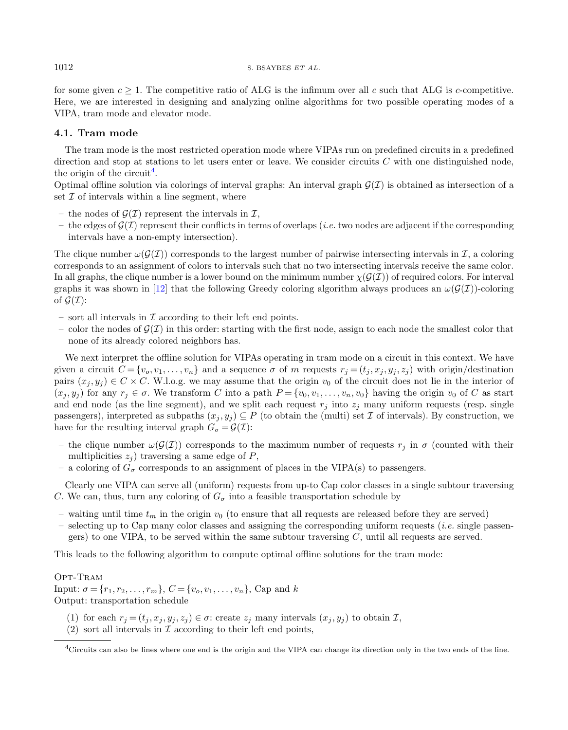for some given $c \geq 1$. The competitive ratio of ALG is the infimum over all $c$ such that ALG is $c$-competitive. Here, we are interested in designing and analyzing online algorithms for two possible operating modes of a VIPA, tram mode and elevator mode.

### 4.1. Tram mode

The tram mode is the most restricted operation mode where VIPAs run on predefined circuits in a predefined direction and stop at stations to let users enter or leave. We consider circuits $C$ with one distinguished node, the origin of the circuit[4].

Optimal offline solution via colorings of interval graphs: An interval graph $\mathcal{G}(\mathcal{I})$ is obtained as intersection of a set $\mathcal{I}$ of intervals within a line segment, where

- the nodes of $\mathcal{G}(\mathcal{I})$ represent the intervals in $\mathcal{I}$,
- the edges of $\mathcal{G}(\mathcal{I})$ represent their conflicts in terms of overlaps (*i.e.* two nodes are adjacent if the corresponding intervals have a non-empty intersection).

The clique number $\omega(\mathcal{G}(\mathcal{I}))$ corresponds to the largest number of pairwise intersecting intervals in $\mathcal{I}$, a coloring corresponds to an assignment of colors to intervals such that no two intersecting intervals receive the same color. In all graphs, the clique number is a lower bound on the minimum number $\chi(\mathcal{G}(\mathcal{I}))$ of required colors. For interval graphs it was shown in [12] that the following Greedy coloring algorithm always produces an $\omega(\mathcal{G}(\mathcal{I}))$-coloring of $\mathcal{G}(\mathcal{I})$:

- sort all intervals in $\mathcal{I}$ according to their left end points.
- color the nodes of $\mathcal{G}(\mathcal{I})$ in this order: starting with the first node, assign to each node the smallest color that none of its already colored neighbors has.

We next interpret the offline solution for VIPAs operating in tram mode on a circuit in this context. We have given a circuit $C = \{v_o, v_1, \ldots, v_n\}$ and a sequence $\sigma$ of $m$ requests $r_j = (t_j, x_j, y_j, z_j)$ with origin/destination pairs $(x_j, y_j) \in C \times C$. W.l.o.g. we may assume that the origin $v_0$ of the circuit does not lie in the interior of $(x_j, y_j)$ for any $r_j \in \sigma$. We transform $C$ into a path $P = \{v_0, v_1, \ldots, v_n, v_0\}$ having the origin $v_0$ of $C$ as start and end node (as the line segment), and we split each request $r_j$ into $z_j$ many uniform requests (resp. single passengers), interpreted as subpaths $(x_j, y_j) \subseteq P$ (to obtain the (multi) set $\mathcal{I}$ of intervals). By construction, we have for the resulting interval graph $G_\sigma = \mathcal{G}(\mathcal{I})$:

- the clique number $\omega(\mathcal{G}(\mathcal{I}))$ corresponds to the maximum number of requests $r_j$ in $\sigma$ (counted with their multiplicities $z_j$) traversing a same edge of $P$,
- a coloring of $G_\sigma$ corresponds to an assignment of places in the VIPA(s) to passengers.

Clearly one VIPA can serve all (uniform) requests from up-to Cap color classes in a single subtour traversing $C$. We can, thus, turn any coloring of $G_\sigma$ into a feasible transportation schedule by

- waiting until time $t_m$ in the origin $v_0$ (to ensure that all requests are released before they are served)
- selecting up to Cap many color classes and assigning the corresponding uniform requests (*i.e.* single passengers) to one VIPA, to be served within the same subtour traversing $C$, until all requests are served.

This leads to the following algorithm to compute optimal offline solutions for the tram mode:

OPT-TRAM
Input: $\sigma = \{r_1, r_2, \ldots, r_m\}$, $C = \{v_o, v_1, \ldots, v_n\}$, Cap and $k$
Output: transportation schedule

(1) for each $r_j = (t_j, x_j, y_j, z_j) \in \sigma$: create $z_j$ many intervals $(x_j, y_j)$ to obtain $\mathcal{I}$,
(2) sort all intervals in $\mathcal{I}$ according to their left end points,

[4] Circuits can also be lines where one end is the origin and the VIPA can change its direction only in the two ends of the line.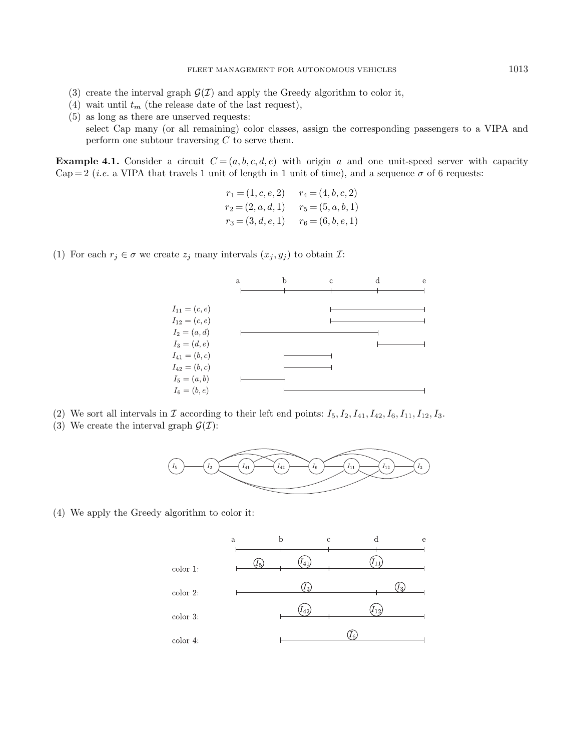(3) create the interval graph $\mathcal{G}(\mathcal{I})$ and apply the Greedy algorithm to color it,
(4) wait until $t_m$ (the release date of the last request),
(5) as long as there are unserved requests:
select Cap many (or all remaining) color classes, assign the corresponding passengers to a VIPA and perform one subtour traversing $C$ to serve them.

**Example 4.1.** Consider a circuit $C = (a, b, c, d, e)$ with origin $a$ and one unit-speed server with capacity $\text{Cap} = 2$ (*i.e.* a VIPA that travels 1 unit of length in 1 unit of time), and a sequence $\sigma$ of 6 requests:

$$r_1 = (1, c, e, 2) \quad r_4 = (4, b, c, 2)$$
$$r_2 = (2, a, d, 1) \quad r_5 = (5, a, b, 1)$$
$$r_3 = (3, d, e, 1) \quad r_6 = (6, b, e, 1)$$

(1) For each $r_j \in \sigma$ we create $z_j$ many intervals $(x_j, y_j)$ to obtain $\mathcal{I}$:

$I_{11} = (c, e)$
$I_{12} = (c, e)$
$I_2 = (a, d)$
$I_3 = (d, e)$
$I_{41} = (b, c)$
$I_{42} = (b, c)$
$I_5 = (a, b)$
$I_6 = (b, e)$

(2) We sort all intervals in $\mathcal{I}$ according to their left end points: $I_5, I_2, I_{41}, I_{42}, I_6, I_{11}, I_{12}, I_3$.
(3) We create the interval graph $\mathcal{G}(\mathcal{I})$:

(4) We apply the Greedy algorithm to color it:

color 1: $I_5$, $I_{41}$, $I_{11}$

color 2: $I_2$, $I_3$

color 3: $I_{42}$, $I_{12}$

color 4: $I_6$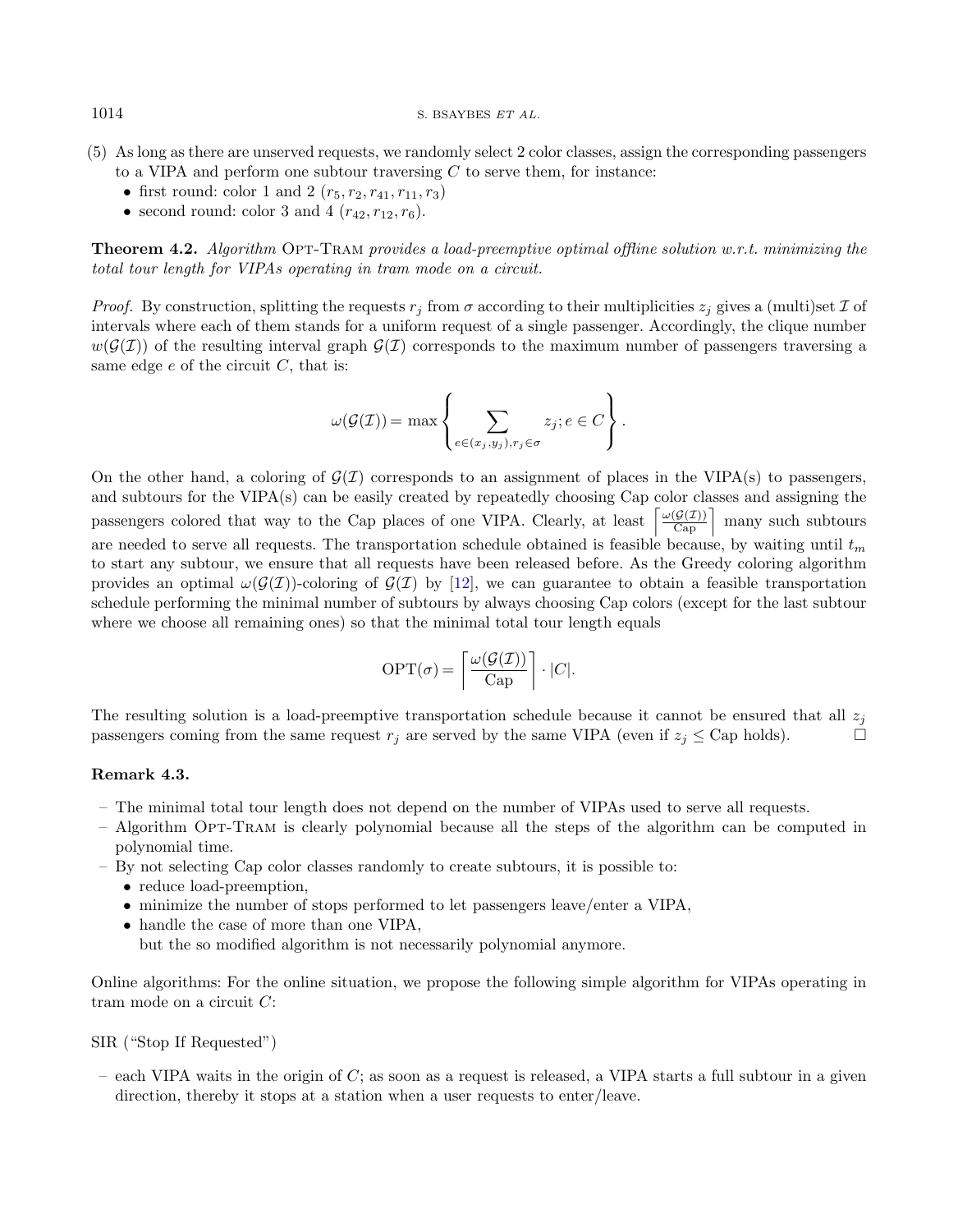(5) As long as there are unserved requests, we randomly select 2 color classes, assign the corresponding passengers to a VIPA and perform one subtour traversing $C$ to serve them, for instance:
   - first round: color 1 and 2 ($r_5, r_2, r_{41}, r_{11}, r_3$)
   - second round: color 3 and 4 ($r_{42}, r_{12}, r_6$).

**Theorem 4.2.** *Algorithm* Opt-Tram *provides a load-preemptive optimal offline solution w.r.t. minimizing the total tour length for VIPAs operating in tram mode on a circuit.*

*Proof.* By construction, splitting the requests $r_j$ from $\sigma$ according to their multiplicities $z_j$ gives a (multi)set $\mathcal{I}$ of intervals where each of them stands for a uniform request of a single passenger. Accordingly, the clique number $w(\mathcal{G}(\mathcal{I}))$ of the resulting interval graph $\mathcal{G}(\mathcal{I})$ corresponds to the maximum number of passengers traversing a same edge $e$ of the circuit $C$, that is:

$$\omega(\mathcal{G}(\mathcal{I})) = \max \left\{ \sum_{e \in (x_j, y_j), r_j \in \sigma} z_j ; e \in C \right\}.$$

On the other hand, a coloring of $\mathcal{G}(\mathcal{I})$ corresponds to an assignment of places in the VIPA(s) to passengers, and subtours for the VIPA(s) can be easily created by repeatedly choosing Cap color classes and assigning the passengers colored that way to the Cap places of one VIPA. Clearly, at least $\left\lceil \frac{\omega(\mathcal{G}(\mathcal{I}))}{\text{Cap}} \right\rceil$ many such subtours are needed to serve all requests. The transportation schedule obtained is feasible because, by waiting until $t_m$ to start any subtour, we ensure that all requests have been released before. As the Greedy coloring algorithm provides an optimal $\omega(\mathcal{G}(\mathcal{I}))$-coloring of $\mathcal{G}(\mathcal{I})$ by [12], we can guarantee to obtain a feasible transportation schedule performing the minimal number of subtours by always choosing Cap colors (except for the last subtour where we choose all remaining ones) so that the minimal total tour length equals

$$\text{OPT}(\sigma) = \left\lceil \frac{\omega(\mathcal{G}(\mathcal{I}))}{\text{Cap}} \right\rceil \cdot |C|.$$

The resulting solution is a load-preemptive transportation schedule because it cannot be ensured that all $z_j$ passengers coming from the same request $r_j$ are served by the same VIPA (even if $z_j \leq \text{Cap}$ holds). □

**Remark 4.3.**

- The minimal total tour length does not depend on the number of VIPAs used to serve all requests.
- Algorithm Opt-Tram is clearly polynomial because all the steps of the algorithm can be computed in polynomial time.
- By not selecting Cap color classes randomly to create subtours, it is possible to:
  - reduce load-preemption,
  - minimize the number of stops performed to let passengers leave/enter a VIPA,
  - handle the case of more than one VIPA,

  but the so modified algorithm is not necessarily polynomial anymore.

Online algorithms: For the online situation, we propose the following simple algorithm for VIPAs operating in tram mode on a circuit $C$:

SIR ("Stop If Requested")

- each VIPA waits in the origin of $C$; as soon as a request is released, a VIPA starts a full subtour in a given direction, thereby it stops at a station when a user requests to enter/leave.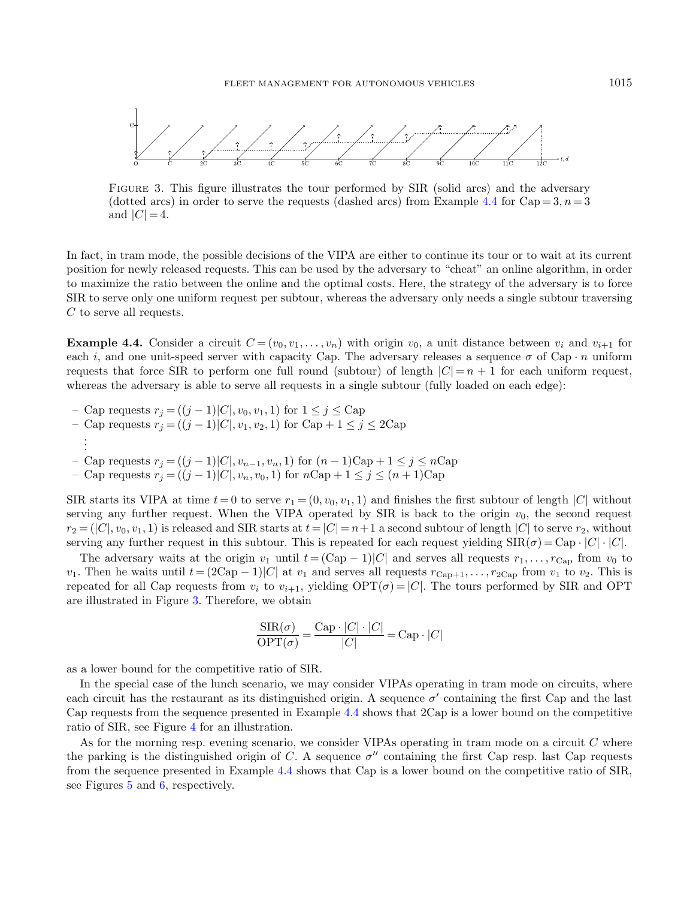Figure 3. This figure illustrates the tour performed by SIR (solid arcs) and the adversary (dotted arcs) in order to serve the requests (dashed arcs) from Example 4.4 for $\mathrm{Cap} = 3, n = 3$ and $|C| = 4$.

In fact, in tram mode, the possible decisions of the VIPA are either to continue its tour or to wait at its current position for newly released requests. This can be used by the adversary to "cheat" an online algorithm, in order to maximize the ratio between the online and the optimal costs. Here, the strategy of the adversary is to force SIR to serve only one uniform request per subtour, whereas the adversary only needs a single subtour traversing $C$ to serve all requests.

**Example 4.4.** Consider a circuit $C = (v_0, v_1, \ldots, v_n)$ with origin $v_0$, a unit distance between $v_i$ and $v_{i+1}$ for each $i$, and one unit-speed server with capacity Cap. The adversary releases a sequence $\sigma$ of $\mathrm{Cap} \cdot n$ uniform requests that force SIR to perform one full round (subtour) of length $|C| = n + 1$ for each uniform request, whereas the adversary is able to serve all requests in a single subtour (fully loaded on each edge):

- Cap requests $r_j = ((j-1)|C|, v_0, v_1, 1)$ for $1 \leq j \leq \mathrm{Cap}$
- Cap requests $r_j = ((j-1)|C|, v_1, v_2, 1)$ for $\mathrm{Cap} + 1 \leq j \leq 2\mathrm{Cap}$

  $\vdots$
- Cap requests $r_j = ((j-1)|C|, v_{n-1}, v_n, 1)$ for $(n-1)\mathrm{Cap} + 1 \leq j \leq n\mathrm{Cap}$
- Cap requests $r_j = ((j-1)|C|, v_n, v_0, 1)$ for $n\mathrm{Cap} + 1 \leq j \leq (n+1)\mathrm{Cap}$

SIR starts its VIPA at time $t = 0$ to serve $r_1 = (0, v_0, v_1, 1)$ and finishes the first subtour of length $|C|$ without serving any further request. When the VIPA operated by SIR is back to the origin $v_0$, the second request $r_2 = (|C|, v_0, v_1, 1)$ is released and SIR starts at $t = |C| = n+1$ a second subtour of length $|C|$ to serve $r_2$, without serving any further request in this subtour. This is repeated for each request yielding $\mathrm{SIR}(\sigma) = \mathrm{Cap} \cdot |C| \cdot |C|$.

The adversary waits at the origin $v_1$ until $t = (\mathrm{Cap} - 1)|C|$ and serves all requests $r_1, \ldots, r_{\mathrm{Cap}}$ from $v_0$ to $v_1$. Then he waits until $t = (2\mathrm{Cap} - 1)|C|$ at $v_1$ and serves all requests $r_{\mathrm{Cap}+1}, \ldots, r_{2\mathrm{Cap}}$ from $v_1$ to $v_2$. This is repeated for all Cap requests from $v_i$ to $v_{i+1}$, yielding $\mathrm{OPT}(\sigma) = |C|$. The tours performed by SIR and OPT are illustrated in Figure 3. Therefore, we obtain

$$\frac{\mathrm{SIR}(\sigma)}{\mathrm{OPT}(\sigma)} = \frac{\mathrm{Cap} \cdot |C| \cdot |C|}{|C|} = \mathrm{Cap} \cdot |C|$$

as a lower bound for the competitive ratio of SIR.

In the special case of the lunch scenario, we may consider VIPAs operating in tram mode on circuits, where each circuit has the restaurant as its distinguished origin. A sequence $\sigma'$ containing the first Cap and the last Cap requests from the sequence presented in Example 4.4 shows that 2Cap is a lower bound on the competitive ratio of SIR, see Figure 4 for an illustration.

As for the morning resp. evening scenario, we consider VIPAs operating in tram mode on a circuit $C$ where the parking is the distinguished origin of $C$. A sequence $\sigma''$ containing the first Cap resp. last Cap requests from the sequence presented in Example 4.4 shows that Cap is a lower bound on the competitive ratio of SIR, see Figures 5 and 6, respectively.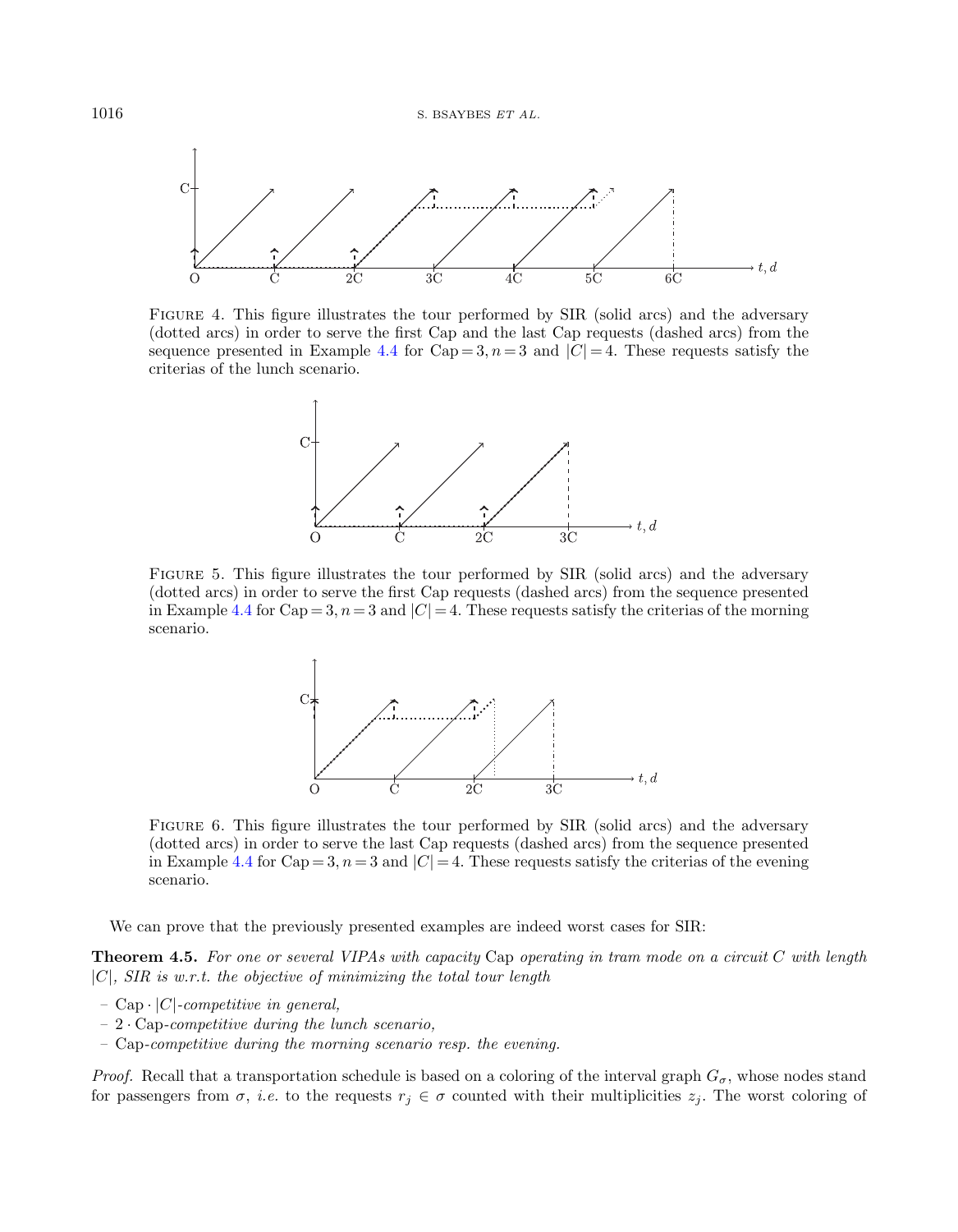FIGURE 4. This figure illustrates the tour performed by SIR (solid arcs) and the adversary (dotted arcs) in order to serve the first Cap and the last Cap requests (dashed arcs) from the sequence presented in Example 4.4 for Cap = 3, $n = 3$ and $|C| = 4$. These requests satisfy the criterias of the lunch scenario.

FIGURE 5. This figure illustrates the tour performed by SIR (solid arcs) and the adversary (dotted arcs) in order to serve the first Cap requests (dashed arcs) from the sequence presented in Example 4.4 for Cap = 3, $n = 3$ and $|C| = 4$. These requests satisfy the criterias of the morning scenario.

FIGURE 6. This figure illustrates the tour performed by SIR (solid arcs) and the adversary (dotted arcs) in order to serve the last Cap requests (dashed arcs) from the sequence presented in Example 4.4 for Cap = 3, $n = 3$ and $|C| = 4$. These requests satisfy the criterias of the evening scenario.

We can prove that the previously presented examples are indeed worst cases for SIR:

**Theorem 4.5.** *For one or several VIPAs with capacity* Cap *operating in tram mode on a circuit $C$ with length $|C|$, SIR is w.r.t. the objective of minimizing the total tour length*

- Cap $\cdot\,|C|$*-competitive in general,*
- $2\,\cdot$ Cap*-competitive during the lunch scenario,*
- Cap*-competitive during the morning scenario resp. the evening.*

*Proof.* Recall that a transportation schedule is based on a coloring of the interval graph $G_\sigma$, whose nodes stand for passengers from $\sigma$, *i.e.* to the requests $r_j \in \sigma$ counted with their multiplicities $z_j$. The worst coloring of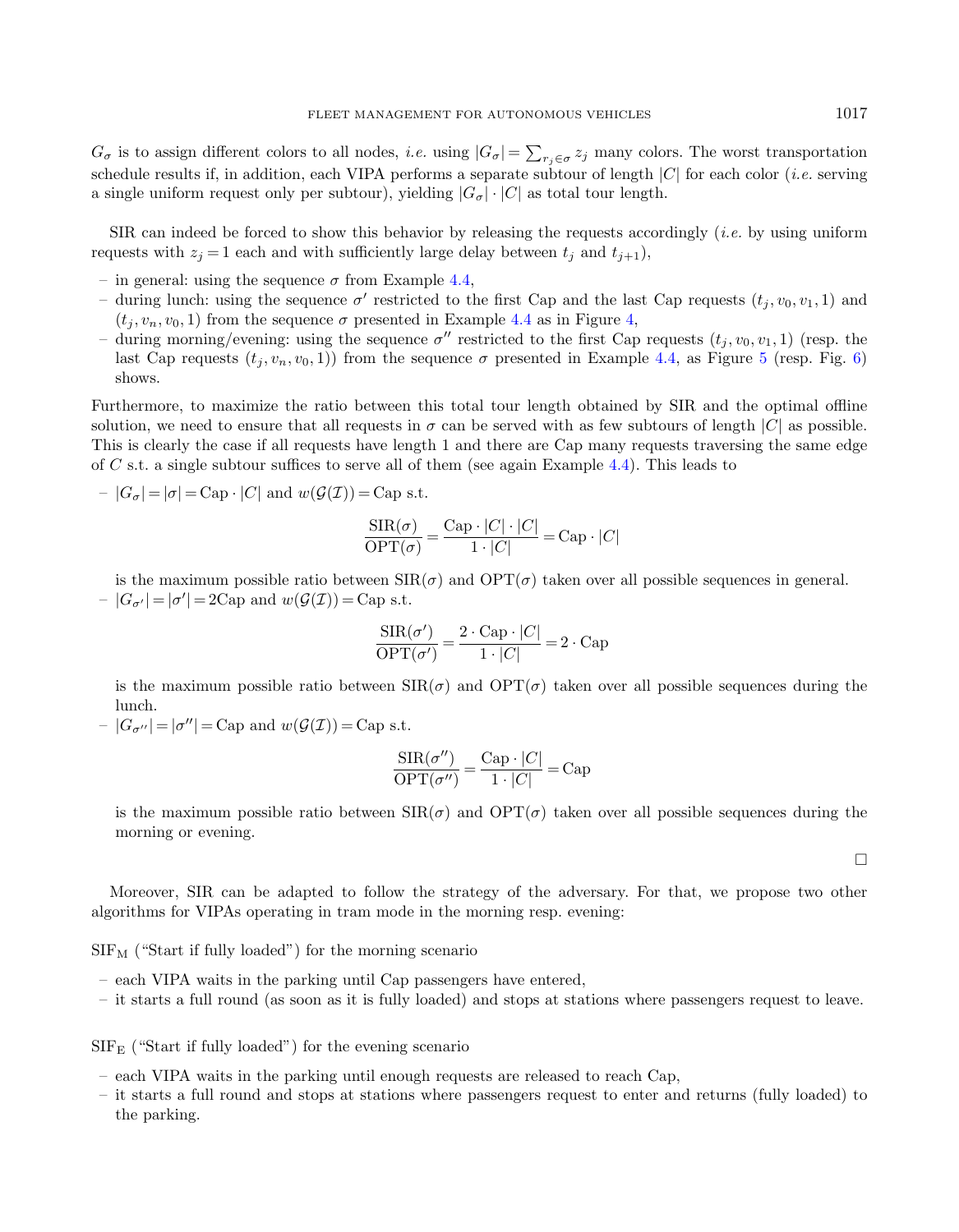$G_\sigma$ is to assign different colors to all nodes, *i.e.* using $|G_\sigma| = \sum_{r_j \in \sigma} z_j$ many colors. The worst transportation schedule results if, in addition, each VIPA performs a separate subtour of length $|C|$ for each color (*i.e.* serving a single uniform request only per subtour), yielding $|G_\sigma| \cdot |C|$ as total tour length.

SIR can indeed be forced to show this behavior by releasing the requests accordingly (*i.e.* by using uniform requests with $z_j = 1$ each and with sufficiently large delay between $t_j$ and $t_{j+1}$),

- in general: using the sequence $\sigma$ from Example 4.4,
- during lunch: using the sequence $\sigma'$ restricted to the first Cap and the last Cap requests $(t_j, v_0, v_1, 1)$ and $(t_j, v_n, v_0, 1)$ from the sequence $\sigma$ presented in Example 4.4 as in Figure 4,
- during morning/evening: using the sequence $\sigma''$ restricted to the first Cap requests $(t_j, v_0, v_1, 1)$ (resp. the last Cap requests $(t_j, v_n, v_0, 1)$) from the sequence $\sigma$ presented in Example 4.4, as Figure 5 (resp. Fig. 6) shows.

Furthermore, to maximize the ratio between this total tour length obtained by SIR and the optimal offline solution, we need to ensure that all requests in $\sigma$ can be served with as few subtours of length $|C|$ as possible. This is clearly the case if all requests have length 1 and there are Cap many requests traversing the same edge of $C$ s.t. a single subtour suffices to serve all of them (see again Example 4.4). This leads to

- $|G_\sigma| = |\sigma| = \text{Cap} \cdot |C|$ and $w(\mathcal{G}(\mathcal{I})) = \text{Cap}$ s.t.

$$\frac{\text{SIR}(\sigma)}{\text{OPT}(\sigma)} = \frac{\text{Cap} \cdot |C| \cdot |C|}{1 \cdot |C|} = \text{Cap} \cdot |C|$$

  is the maximum possible ratio between $\text{SIR}(\sigma)$ and $\text{OPT}(\sigma)$ taken over all possible sequences in general.
- $|G_{\sigma'}| = |\sigma'| = 2\text{Cap}$ and $w(\mathcal{G}(\mathcal{I})) = \text{Cap}$ s.t.

$$\frac{\text{SIR}(\sigma')}{\text{OPT}(\sigma')} = \frac{2 \cdot \text{Cap} \cdot |C|}{1 \cdot |C|} = 2 \cdot \text{Cap}$$

  is the maximum possible ratio between $\text{SIR}(\sigma)$ and $\text{OPT}(\sigma)$ taken over all possible sequences during the lunch.
- $|G_{\sigma''}| = |\sigma''| = \text{Cap}$ and $w(\mathcal{G}(\mathcal{I})) = \text{Cap}$ s.t.

$$\frac{\text{SIR}(\sigma'')}{\text{OPT}(\sigma'')} = \frac{\text{Cap} \cdot |C|}{1 \cdot |C|} = \text{Cap}$$

  is the maximum possible ratio between $\text{SIR}(\sigma)$ and $\text{OPT}(\sigma)$ taken over all possible sequences during the morning or evening.

□

Moreover, SIR can be adapted to follow the strategy of the adversary. For that, we propose two other algorithms for VIPAs operating in tram mode in the morning resp. evening:

$\text{SIF}_\text{M}$ ("Start if fully loaded") for the morning scenario

- each VIPA waits in the parking until Cap passengers have entered,
- it starts a full round (as soon as it is fully loaded) and stops at stations where passengers request to leave.

$\text{SIF}_\text{E}$ ("Start if fully loaded") for the evening scenario

- each VIPA waits in the parking until enough requests are released to reach Cap,
- it starts a full round and stops at stations where passengers request to enter and returns (fully loaded) to the parking.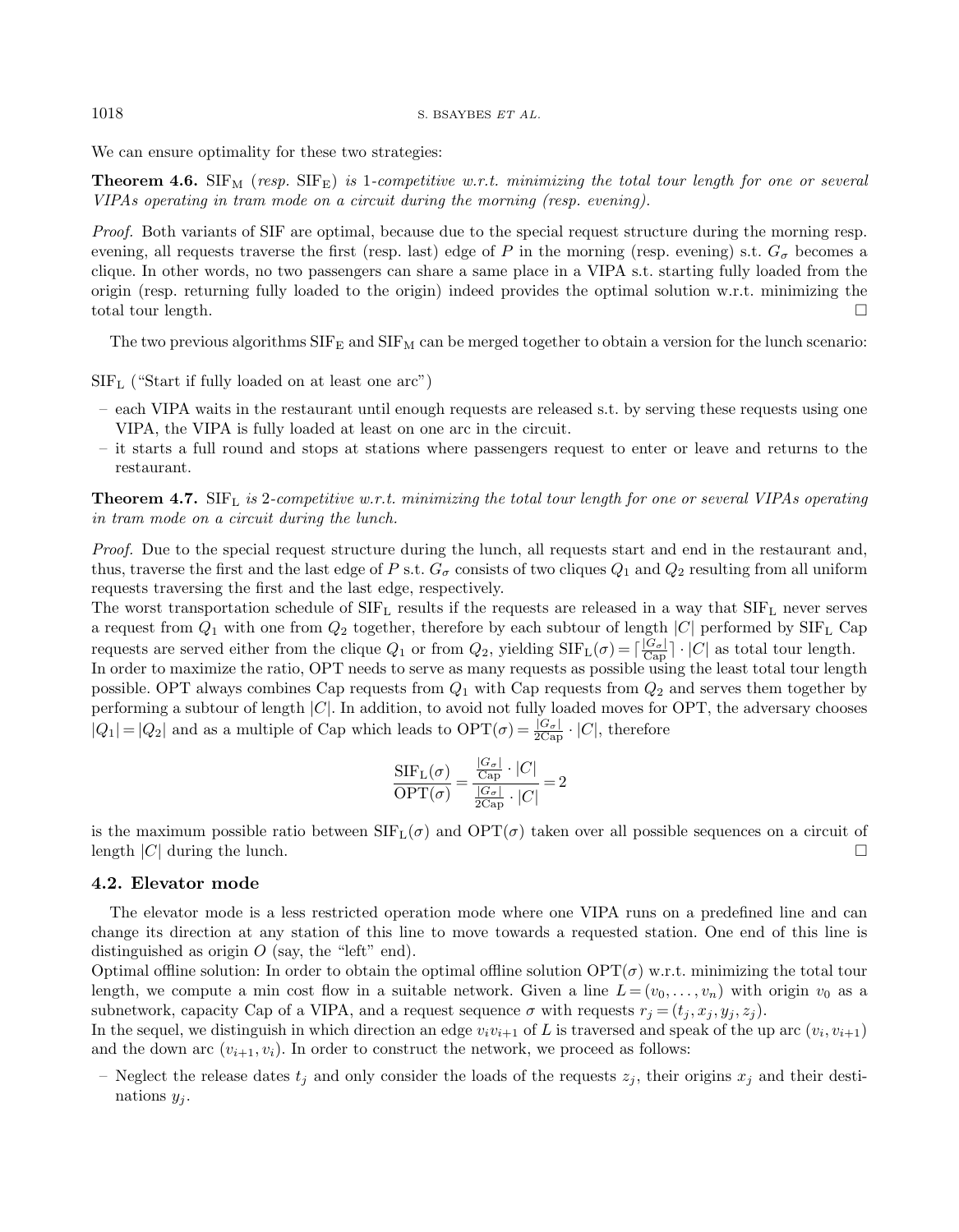We can ensure optimality for these two strategies:

**Theorem 4.6.** $\text{SIF}_\text{M}$ *(resp.* $\text{SIF}_\text{E}$*) is 1-competitive w.r.t. minimizing the total tour length for one or several VIPAs operating in tram mode on a circuit during the morning (resp. evening).*

*Proof.* Both variants of SIF are optimal, because due to the special request structure during the morning resp. evening, all requests traverse the first (resp. last) edge of $P$ in the morning (resp. evening) s.t. $G_\sigma$ becomes a clique. In other words, no two passengers can share a same place in a VIPA s.t. starting fully loaded from the origin (resp. returning fully loaded to the origin) indeed provides the optimal solution w.r.t. minimizing the total tour length. □

The two previous algorithms $\text{SIF}_\text{E}$ and $\text{SIF}_\text{M}$ can be merged together to obtain a version for the lunch scenario:

$\text{SIF}_\text{L}$ ("Start if fully loaded on at least one arc")

- each VIPA waits in the restaurant until enough requests are released s.t. by serving these requests using one VIPA, the VIPA is fully loaded at least on one arc in the circuit.
- it starts a full round and stops at stations where passengers request to enter or leave and returns to the restaurant.

**Theorem 4.7.** $\text{SIF}_\text{L}$ *is 2-competitive w.r.t. minimizing the total tour length for one or several VIPAs operating in tram mode on a circuit during the lunch.*

*Proof.* Due to the special request structure during the lunch, all requests start and end in the restaurant and, thus, traverse the first and the last edge of $P$ s.t. $G_\sigma$ consists of two cliques $Q_1$ and $Q_2$ resulting from all uniform requests traversing the first and the last edge, respectively.
The worst transportation schedule of $\text{SIF}_\text{L}$ results if the requests are released in a way that $\text{SIF}_\text{L}$ never serves a request from $Q_1$ with one from $Q_2$ together, therefore by each subtour of length $|C|$ performed by $\text{SIF}_\text{L}$ Cap requests are served either from the clique $Q_1$ or from $Q_2$, yielding $\text{SIF}_\text{L}(\sigma) = \lceil \frac{|G_\sigma|}{\text{Cap}} \rceil \cdot |C|$ as total tour length.
In order to maximize the ratio, OPT needs to serve as many requests as possible using the least total tour length possible. OPT always combines Cap requests from $Q_1$ with Cap requests from $Q_2$ and serves them together by performing a subtour of length $|C|$. In addition, to avoid not fully loaded moves for OPT, the adversary chooses $|Q_1| = |Q_2|$ and as a multiple of Cap which leads to $\text{OPT}(\sigma) = \frac{|G_\sigma|}{2\text{Cap}} \cdot |C|$, therefore

$$\frac{\text{SIF}_\text{L}(\sigma)}{\text{OPT}(\sigma)} = \frac{\frac{|G_\sigma|}{\text{Cap}} \cdot |C|}{\frac{|G_\sigma|}{2\text{Cap}} \cdot |C|} = 2$$

is the maximum possible ratio between $\text{SIF}_\text{L}(\sigma)$ and $\text{OPT}(\sigma)$ taken over all possible sequences on a circuit of length $|C|$ during the lunch. □

### 4.2. Elevator mode

The elevator mode is a less restricted operation mode where one VIPA runs on a predefined line and can change its direction at any station of this line to move towards a requested station. One end of this line is distinguished as origin $O$ (say, the "left" end).

Optimal offline solution: In order to obtain the optimal offline solution $\text{OPT}(\sigma)$ w.r.t. minimizing the total tour length, we compute a min cost flow in a suitable network. Given a line $L = (v_0, \ldots, v_n)$ with origin $v_0$ as a subnetwork, capacity Cap of a VIPA, and a request sequence $\sigma$ with requests $r_j = (t_j, x_j, y_j, z_j)$.

In the sequel, we distinguish in which direction an edge $v_i v_{i+1}$ of $L$ is traversed and speak of the up arc $(v_i, v_{i+1})$ and the down arc $(v_{i+1}, v_i)$. In order to construct the network, we proceed as follows:

- Neglect the release dates $t_j$ and only consider the loads of the requests $z_j$, their origins $x_j$ and their destinations $y_j$.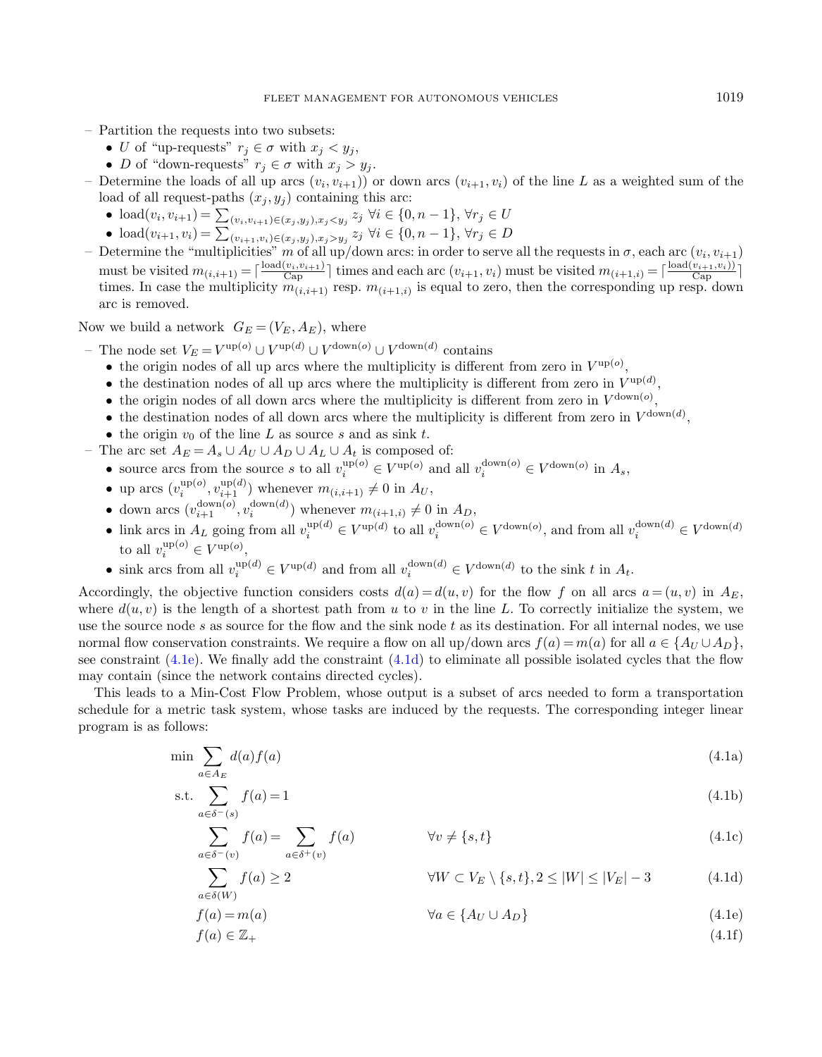– Partition the requests into two subsets:
  - $U$ of "up-requests" $r_j \in \sigma$ with $x_j < y_j$,
  - $D$ of "down-requests" $r_j \in \sigma$ with $x_j > y_j$.
– Determine the loads of all up arcs $(v_i, v_{i+1})$ or down arcs $(v_{i+1}, v_i)$ of the line $L$ as a weighted sum of the load of all request-paths $(x_j, y_j)$ containing this arc:
  - $\text{load}(v_i, v_{i+1}) = \sum_{(v_i,v_{i+1})\in(x_j,y_j),x_j<y_j} z_j \ \forall i \in \{0, n-1\}, \forall r_j \in U$
  - $\text{load}(v_{i+1}, v_i) = \sum_{(v_{i+1},v_i)\in(x_j,y_j),x_j>y_j} z_j \ \forall i \in \{0, n-1\}, \forall r_j \in D$
– Determine the "multiplicities" $m$ of all up/down arcs: in order to serve all the requests in $\sigma$, each arc $(v_i, v_{i+1})$ must be visited $m_{(i,i+1)} = \lceil \frac{\text{load}(v_i,v_{i+1})}{\text{Cap}} \rceil$ times and each arc $(v_{i+1}, v_i)$ must be visited $m_{(i+1,i)} = \lceil \frac{\text{load}(v_{i+1},v_i))}{\text{Cap}} \rceil$ times. In case the multiplicity $m_{(i,i+1)}$ resp. $m_{(i+1,i)}$ is equal to zero, then the corresponding up resp. down arc is removed.

Now we build a network $G_E = (V_E, A_E)$, where

– The node set $V_E = V^{\text{up}(o)} \cup V^{\text{up}(d)} \cup V^{\text{down}(o)} \cup V^{\text{down}(d)}$ contains
  - the origin nodes of all up arcs where the multiplicity is different from zero in $V^{\text{up}(o)}$,
  - the destination nodes of all up arcs where the multiplicity is different from zero in $V^{\text{up}(d)}$,
  - the origin nodes of all down arcs where the multiplicity is different from zero in $V^{\text{down}(o)}$,
  - the destination nodes of all down arcs where the multiplicity is different from zero in $V^{\text{down}(d)}$,
  - the origin $v_0$ of the line $L$ as source $s$ and as sink $t$.
– The arc set $A_E = A_s \cup A_U \cup A_D \cup A_L \cup A_t$ is composed of:
  - source arcs from the source $s$ to all $v_i^{\text{up}(o)} \in V^{\text{up}(o)}$ and all $v_i^{\text{down}(o)} \in V^{\text{down}(o)}$ in $A_s$,
  - up arcs $(v_i^{\text{up}(o)}, v_{i+1}^{\text{up}(d)})$ whenever $m_{(i,i+1)} \neq 0$ in $A_U$,
  - down arcs $(v_{i+1}^{\text{down}(o)}, v_i^{\text{down}(d)})$ whenever $m_{(i+1,i)} \neq 0$ in $A_D$,
  - link arcs in $A_L$ going from all $v_i^{\text{up}(d)} \in V^{\text{up}(d)}$ to all $v_i^{\text{down}(o)} \in V^{\text{down}(o)}$, and from all $v_i^{\text{down}(d)} \in V^{\text{down}(d)}$ to all $v_i^{\text{up}(o)} \in V^{\text{up}(o)}$,
  - sink arcs from all $v_i^{\text{up}(d)} \in V^{\text{up}(d)}$ and from all $v_i^{\text{down}(d)} \in V^{\text{down}(d)}$ to the sink $t$ in $A_t$.

Accordingly, the objective function considers costs $d(a) = d(u, v)$ for the flow $f$ on all arcs $a = (u, v)$ in $A_E$, where $d(u, v)$ is the length of a shortest path from $u$ to $v$ in the line $L$. To correctly initialize the system, we use the source node $s$ as source for the flow and the sink node $t$ as its destination. For all internal nodes, we use normal flow conservation constraints. We require a flow on all up/down arcs $f(a) = m(a)$ for all $a \in \{A_U \cup A_D\}$, see constraint (4.1e). We finally add the constraint (4.1d) to eliminate all possible isolated cycles that the flow may contain (since the network contains directed cycles).

This leads to a Min-Cost Flow Problem, whose output is a subset of arcs needed to form a transportation schedule for a metric task system, whose tasks are induced by the requests. The corresponding integer linear program is as follows:

$$\min \sum_{a \in A_E} d(a) f(a) \tag{4.1a}$$

$$\text{s.t.} \sum_{a \in \delta^-(s)} f(a) = 1 \tag{4.1b}$$

$$\sum_{a \in \delta^-(v)} f(a) = \sum_{a \in \delta^+(v)} f(a) \qquad \forall v \neq \{s, t\} \tag{4.1c}$$

$$\sum_{a \in \delta(W)} f(a) \geq 2 \qquad \forall W \subset V_E \setminus \{s, t\}, 2 \leq |W| \leq |V_E| - 3 \tag{4.1d}$$

$$f(a) = m(a) \qquad \forall a \in \{A_U \cup A_D\} \tag{4.1e}$$

$$f(a) \in \mathbb{Z}_+ \tag{4.1f}$$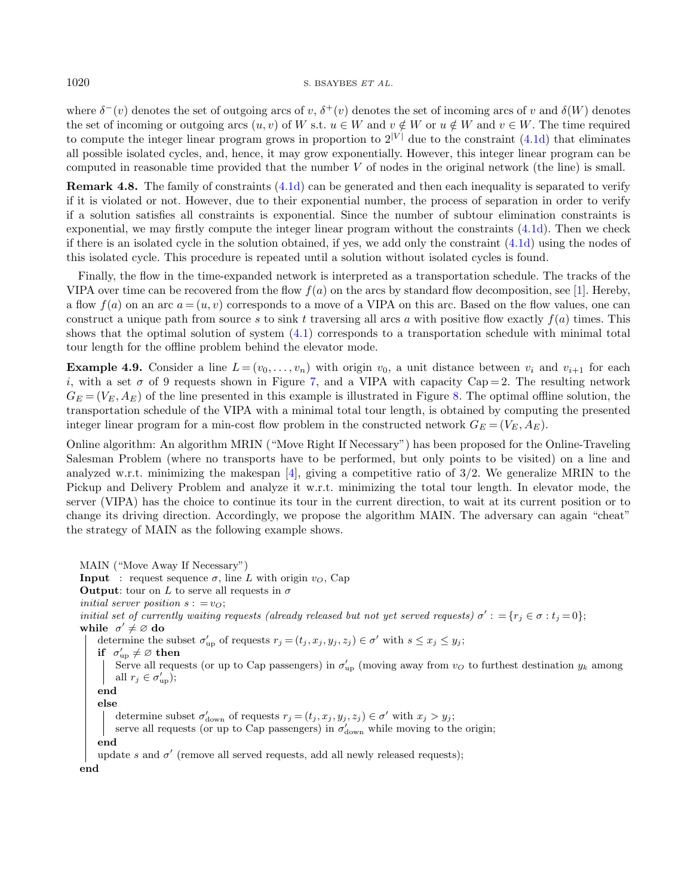where $\delta^-(v)$ denotes the set of outgoing arcs of $v$, $\delta^+(v)$ denotes the set of incoming arcs of $v$ and $\delta(W)$ denotes the set of incoming or outgoing arcs $(u,v)$ of $W$ s.t. $u \in W$ and $v \notin W$ or $u \notin W$ and $v \in W$. The time required to compute the integer linear program grows in proportion to $2^{|V|}$ due to the constraint (4.1d) that eliminates all possible isolated cycles, and, hence, it may grow exponentially. However, this integer linear program can be computed in reasonable time provided that the number $V$ of nodes in the original network (the line) is small.

**Remark 4.8.** The family of constraints (4.1d) can be generated and then each inequality is separated to verify if it is violated or not. However, due to their exponential number, the process of separation in order to verify if a solution satisfies all constraints is exponential. Since the number of subtour elimination constraints is exponential, we may firstly compute the integer linear program without the constraints (4.1d). Then we check if there is an isolated cycle in the solution obtained, if yes, we add only the constraint (4.1d) using the nodes of this isolated cycle. This procedure is repeated until a solution without isolated cycles is found.

Finally, the flow in the time-expanded network is interpreted as a transportation schedule. The tracks of the VIPA over time can be recovered from the flow $f(a)$ on the arcs by standard flow decomposition, see [1]. Hereby, a flow $f(a)$ on an arc $a=(u,v)$ corresponds to a move of a VIPA on this arc. Based on the flow values, one can construct a unique path from source $s$ to sink $t$ traversing all arcs $a$ with positive flow exactly $f(a)$ times. This shows that the optimal solution of system (4.1) corresponds to a transportation schedule with minimal total tour length for the offline problem behind the elevator mode.

**Example 4.9.** Consider a line $L=(v_0,\ldots,v_n)$ with origin $v_0$, a unit distance between $v_i$ and $v_{i+1}$ for each $i$, with a set $\sigma$ of 9 requests shown in Figure 7, and a VIPA with capacity $\text{Cap}=2$. The resulting network $G_E=(V_E,A_E)$ of the line presented in this example is illustrated in Figure 8. The optimal offline solution, the transportation schedule of the VIPA with a minimal total tour length, is obtained by computing the presented integer linear program for a min-cost flow problem in the constructed network $G_E=(V_E,A_E)$.

Online algorithm: An algorithm MRIN ("Move Right If Necessary") has been proposed for the Online-Traveling Salesman Problem (where no transports have to be performed, but only points to be visited) on a line and analyzed w.r.t. minimizing the makespan [4], giving a competitive ratio of 3/2. We generalize MRIN to the Pickup and Delivery Problem and analyze it w.r.t. minimizing the total tour length. In elevator mode, the server (VIPA) has the choice to continue its tour in the current direction, to wait at its current position or to change its driving direction. Accordingly, we propose the algorithm MAIN. The adversary can again "cheat" the strategy of MAIN as the following example shows.

MAIN ("Move Away If Necessary")
**Input** : request sequence $\sigma$, line $L$ with origin $v_O$, Cap
**Output**: tour on $L$ to serve all requests in $\sigma$
*initial server position* $s:=v_O$;
*initial set of currently waiting requests (already released but not yet served requests)* $\sigma':=\{r_j\in\sigma : t_j=0\}$;
**while** $\sigma'\neq\varnothing$ **do**
  determine the subset $\sigma'_{\text{up}}$ of requests $r_j=(t_j,x_j,y_j,z_j)\in\sigma'$ with $s\le x_j\le y_j$;
  **if** $\sigma'_{\text{up}}\neq\varnothing$ **then**
    Serve all requests (or up to Cap passengers) in $\sigma'_{\text{up}}$ (moving away from $v_O$ to furthest destination $y_k$ among all $r_j\in\sigma'_{\text{up}}$);
  **end**
  **else**
    determine subset $\sigma'_{\text{down}}$ of requests $r_j=(t_j,x_j,y_j,z_j)\in\sigma'$ with $x_j>y_j$;
    serve all requests (or up to Cap passengers) in $\sigma'_{\text{down}}$ while moving to the origin;
  **end**
  update $s$ and $\sigma'$ (remove all served requests, add all newly released requests);
**end**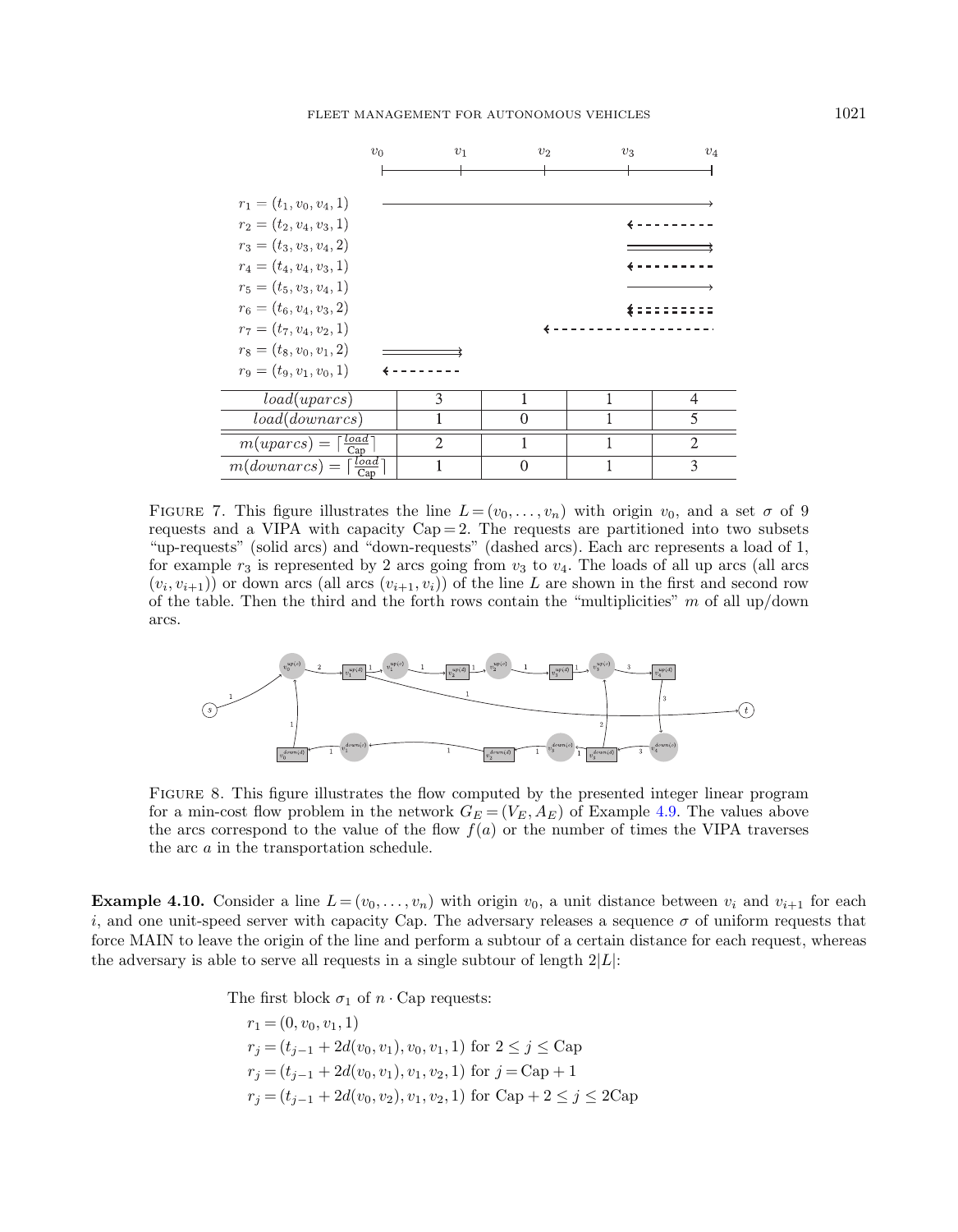| | $v_0$ – $v_1$ | $v_1$ – $v_2$ | $v_2$ – $v_3$ | $v_3$ – $v_4$ |
|---|---|---|---|---|
| $r_1 = (t_1, v_0, v_4, 1)$ | | | | |
| $r_2 = (t_2, v_4, v_3, 1)$ | | | | |
| $r_3 = (t_3, v_3, v_4, 2)$ | | | | |
| $r_4 = (t_4, v_4, v_3, 1)$ | | | | |
| $r_5 = (t_5, v_3, v_4, 1)$ | | | | |
| $r_6 = (t_6, v_4, v_3, 2)$ | | | | |
| $r_7 = (t_7, v_4, v_2, 1)$ | | | | |
| $r_8 = (t_8, v_0, v_1, 2)$ | | | | |
| $r_9 = (t_9, v_1, v_0, 1)$ | | | | |
| $load(uparcs)$ | 3 | 1 | 1 | 4 |
| $load(downarcs)$ | 1 | 0 | 1 | 5 |
| $m(uparcs) = \lceil \frac{load}{\text{Cap}} \rceil$ | 2 | 1 | 1 | 2 |
| $m(downarcs) = \lceil \frac{load}{\text{Cap}} \rceil$ | 1 | 0 | 1 | 3 |

FIGURE 7. This figure illustrates the line $L = (v_0, \ldots, v_n)$ with origin $v_0$, and a set $\sigma$ of 9 requests and a VIPA with capacity $\text{Cap} = 2$. The requests are partitioned into two subsets "up-requests" (solid arcs) and "down-requests" (dashed arcs). Each arc represents a load of 1, for example $r_3$ is represented by 2 arcs going from $v_3$ to $v_4$. The loads of all up arcs (all arcs $(v_i, v_{i+1})$) or down arcs (all arcs $(v_{i+1}, v_i)$) of the line $L$ are shown in the first and second row of the table. Then the third and the forth rows contain the "multiplicities" $m$ of all up/down arcs.

FIGURE 8. This figure illustrates the flow computed by the presented integer linear program for a min-cost flow problem in the network $G_E = (V_E, A_E)$ of Example 4.9. The values above the arcs correspond to the value of the flow $f(a)$ or the number of times the VIPA traverses the arc $a$ in the transportation schedule.

**Example 4.10.** Consider a line $L = (v_0, \ldots, v_n)$ with origin $v_0$, a unit distance between $v_i$ and $v_{i+1}$ for each $i$, and one unit-speed server with capacity Cap. The adversary releases a sequence $\sigma$ of uniform requests that force MAIN to leave the origin of the line and perform a subtour of a certain distance for each request, whereas the adversary is able to serve all requests in a single subtour of length $2|L|$:

The first block $\sigma_1$ of $n \cdot \text{Cap}$ requests:

$r_1 = (0, v_0, v_1, 1)$

$r_j = (t_{j-1} + 2d(v_0, v_1), v_0, v_1, 1)$ for $2 \le j \le \text{Cap}$

$r_j = (t_{j-1} + 2d(v_0, v_1), v_1, v_2, 1)$ for $j = \text{Cap} + 1$

$r_j = (t_{j-1} + 2d(v_0, v_2), v_1, v_2, 1)$ for $\text{Cap} + 2 \le j \le 2\text{Cap}$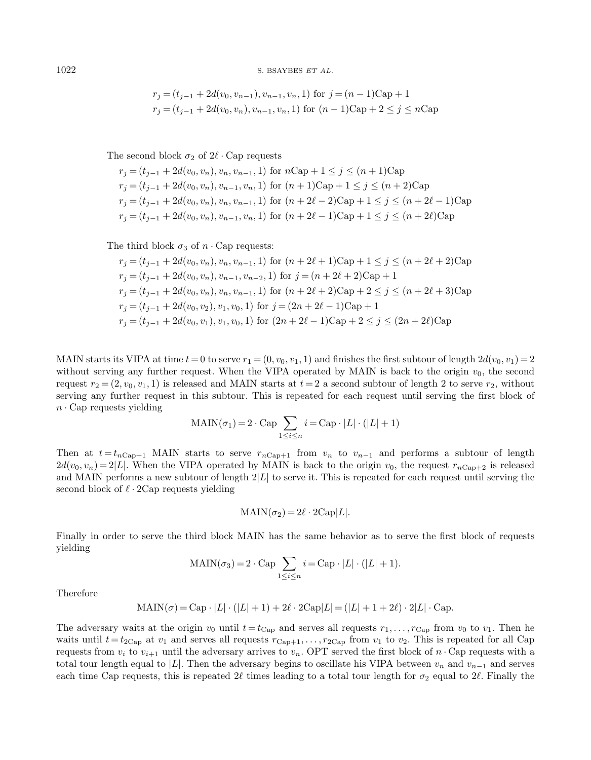$$r_j = (t_{j-1} + 2d(v_0, v_{n-1}), v_{n-1}, v_n, 1) \text{ for } j = (n-1)\text{Cap} + 1$$
$$r_j = (t_{j-1} + 2d(v_0, v_n), v_{n-1}, v_n, 1) \text{ for } (n-1)\text{Cap} + 2 \le j \le n\text{Cap}$$

The second block $\sigma_2$ of $2\ell \cdot \text{Cap}$ requests

$$r_j = (t_{j-1} + 2d(v_0, v_n), v_n, v_{n-1}, 1) \text{ for } n\text{Cap} + 1 \le j \le (n+1)\text{Cap}$$
$$r_j = (t_{j-1} + 2d(v_0, v_n), v_{n-1}, v_n, 1) \text{ for } (n+1)\text{Cap} + 1 \le j \le (n+2)\text{Cap}$$
$$r_j = (t_{j-1} + 2d(v_0, v_n), v_n, v_{n-1}, 1) \text{ for } (n+2\ell-2)\text{Cap} + 1 \le j \le (n+2\ell-1)\text{Cap}$$
$$r_j = (t_{j-1} + 2d(v_0, v_n), v_{n-1}, v_n, 1) \text{ for } (n+2\ell-1)\text{Cap} + 1 \le j \le (n+2\ell)\text{Cap}$$

The third block $\sigma_3$ of $n \cdot \text{Cap}$ requests:

$$r_j = (t_{j-1} + 2d(v_0, v_n), v_n, v_{n-1}, 1) \text{ for } (n+2\ell+1)\text{Cap} + 1 \le j \le (n+2\ell+2)\text{Cap}$$
$$r_j = (t_{j-1} + 2d(v_0, v_n), v_{n-1}, v_{n-2}, 1) \text{ for } j = (n+2\ell+2)\text{Cap} + 1$$
$$r_j = (t_{j-1} + 2d(v_0, v_n), v_n, v_{n-1}, 1) \text{ for } (n+2\ell+2)\text{Cap} + 2 \le j \le (n+2\ell+3)\text{Cap}$$
$$r_j = (t_{j-1} + 2d(v_0, v_2), v_1, v_0, 1) \text{ for } j = (2n+2\ell-1)\text{Cap} + 1$$
$$r_j = (t_{j-1} + 2d(v_0, v_1), v_1, v_0, 1) \text{ for } (2n+2\ell-1)\text{Cap} + 2 \le j \le (2n+2\ell)\text{Cap}$$

MAIN starts its VIPA at time $t = 0$ to serve $r_1 = (0, v_0, v_1, 1)$ and finishes the first subtour of length $2d(v_0, v_1) = 2$ without serving any further request. When the VIPA operated by MAIN is back to the origin $v_0$, the second request $r_2 = (2, v_0, v_1, 1)$ is released and MAIN starts at $t = 2$ a second subtour of length 2 to serve $r_2$, without serving any further request in this subtour. This is repeated for each request until serving the first block of $n \cdot \text{Cap}$ requests yielding

$$\text{MAIN}(\sigma_1) = 2 \cdot \text{Cap} \sum_{1 \le i \le n} i = \text{Cap} \cdot |L| \cdot (|L| + 1)$$

Then at $t = t_{n\text{Cap}+1}$ MAIN starts to serve $r_{n\text{Cap}+1}$ from $v_n$ to $v_{n-1}$ and performs a subtour of length $2d(v_0, v_n) = 2|L|$. When the VIPA operated by MAIN is back to the origin $v_0$, the request $r_{n\text{Cap}+2}$ is released and MAIN performs a new subtour of length $2|L|$ to serve it. This is repeated for each request until serving the second block of $\ell \cdot 2\text{Cap}$ requests yielding

$$\text{MAIN}(\sigma_2) = 2\ell \cdot 2\text{Cap}|L|.$$

Finally in order to serve the third block MAIN has the same behavior as to serve the first block of requests yielding

$$\text{MAIN}(\sigma_3) = 2 \cdot \text{Cap} \sum_{1 \le i \le n} i = \text{Cap} \cdot |L| \cdot (|L| + 1).$$

Therefore

$$\text{MAIN}(\sigma) = \text{Cap} \cdot |L| \cdot (|L| + 1) + 2\ell \cdot 2\text{Cap}|L| = (|L| + 1 + 2\ell) \cdot 2|L| \cdot \text{Cap}.$$

The adversary waits at the origin $v_0$ until $t = t_{\text{Cap}}$ and serves all requests $r_1, \ldots, r_{\text{Cap}}$ from $v_0$ to $v_1$. Then he waits until $t = t_{2\text{Cap}}$ at $v_1$ and serves all requests $r_{\text{Cap}+1}, \ldots, r_{2\text{Cap}}$ from $v_1$ to $v_2$. This is repeated for all Cap requests from $v_i$ to $v_{i+1}$ until the adversary arrives to $v_n$. OPT served the first block of $n \cdot \text{Cap}$ requests with a total tour length equal to $|L|$. Then the adversary begins to oscillate his VIPA between $v_n$ and $v_{n-1}$ and serves each time Cap requests, this is repeated $2\ell$ times leading to a total tour length for $\sigma_2$ equal to $2\ell$. Finally the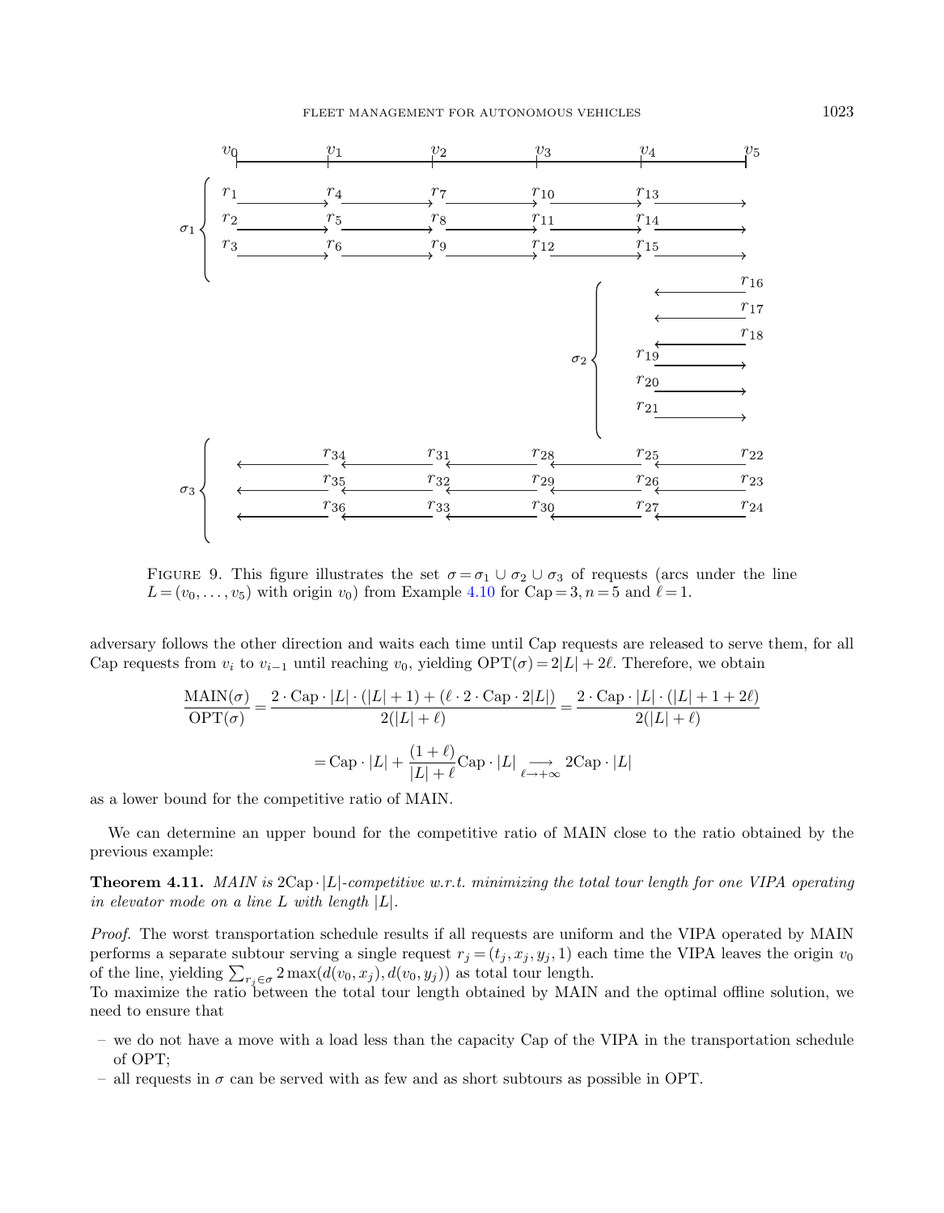FIGURE 9. This figure illustrates the set $\sigma = \sigma_1 \cup \sigma_2 \cup \sigma_3$ of requests (arcs under the line $L = (v_0, \ldots, v_5)$ with origin $v_0$) from Example 4.10 for Cap = 3, $n = 5$ and $\ell = 1$.

adversary follows the other direction and waits each time until Cap requests are released to serve them, for all Cap requests from $v_i$ to $v_{i-1}$ until reaching $v_0$, yielding $\text{OPT}(\sigma) = 2|L| + 2\ell$. Therefore, we obtain

$$\frac{\text{MAIN}(\sigma)}{\text{OPT}(\sigma)} = \frac{2 \cdot \text{Cap} \cdot |L| \cdot (|L|+1) + (\ell \cdot 2 \cdot \text{Cap} \cdot 2|L|)}{2(|L|+\ell)} = \frac{2 \cdot \text{Cap} \cdot |L| \cdot (|L|+1+2\ell)}{2(|L|+\ell)}$$

$$= \text{Cap} \cdot |L| + \frac{(1+\ell)}{|L|+\ell}\text{Cap} \cdot |L| \underset{\ell \to +\infty}{\longrightarrow} 2\text{Cap} \cdot |L|$$

as a lower bound for the competitive ratio of MAIN.

We can determine an upper bound for the competitive ratio of MAIN close to the ratio obtained by the previous example:

**Theorem 4.11.** *MAIN is* $2\text{Cap} \cdot |L|$*-competitive w.r.t. minimizing the total tour length for one VIPA operating in elevator mode on a line $L$ with length $|L|$.*

*Proof.* The worst transportation schedule results if all requests are uniform and the VIPA operated by MAIN performs a separate subtour serving a single request $r_j = (t_j, x_j, y_j, 1)$ each time the VIPA leaves the origin $v_0$ of the line, yielding $\sum_{r_j \in \sigma} 2 \max(d(v_0, x_j), d(v_0, y_j))$ as total tour length.
To maximize the ratio between the total tour length obtained by MAIN and the optimal offline solution, we need to ensure that

- we do not have a move with a load less than the capacity Cap of the VIPA in the transportation schedule of OPT;
- all requests in $\sigma$ can be served with as few and as short subtours as possible in OPT.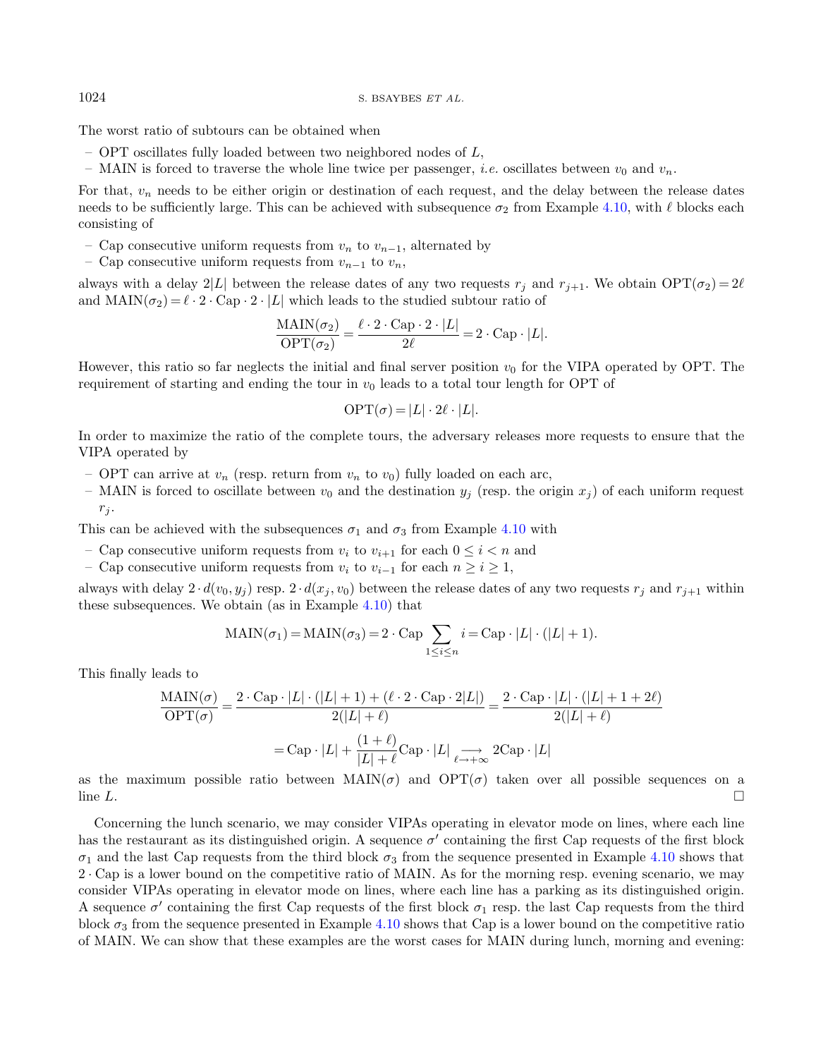The worst ratio of subtours can be obtained when

- OPT oscillates fully loaded between two neighbored nodes of $L$,
- MAIN is forced to traverse the whole line twice per passenger, *i.e.* oscillates between $v_0$ and $v_n$.

For that, $v_n$ needs to be either origin or destination of each request, and the delay between the release dates needs to be sufficiently large. This can be achieved with subsequence $\sigma_2$ from Example 4.10, with $\ell$ blocks each consisting of

- Cap consecutive uniform requests from $v_n$ to $v_{n-1}$, alternated by
- Cap consecutive uniform requests from $v_{n-1}$ to $v_n$,

always with a delay $2|L|$ between the release dates of any two requests $r_j$ and $r_{j+1}$. We obtain $\mathrm{OPT}(\sigma_2) = 2\ell$ and $\mathrm{MAIN}(\sigma_2) = \ell \cdot 2 \cdot \mathrm{Cap} \cdot 2 \cdot |L|$ which leads to the studied subtour ratio of

$$\frac{\mathrm{MAIN}(\sigma_2)}{\mathrm{OPT}(\sigma_2)} = \frac{\ell \cdot 2 \cdot \mathrm{Cap} \cdot 2 \cdot |L|}{2\ell} = 2 \cdot \mathrm{Cap} \cdot |L|.$$

However, this ratio so far neglects the initial and final server position $v_0$ for the VIPA operated by OPT. The requirement of starting and ending the tour in $v_0$ leads to a total tour length for OPT of

$$\mathrm{OPT}(\sigma) = |L| \cdot 2\ell \cdot |L|.$$

In order to maximize the ratio of the complete tours, the adversary releases more requests to ensure that the VIPA operated by

- OPT can arrive at $v_n$ (resp. return from $v_n$ to $v_0$) fully loaded on each arc,
- MAIN is forced to oscillate between $v_0$ and the destination $y_j$ (resp. the origin $x_j$) of each uniform request $r_j$.

This can be achieved with the subsequences $\sigma_1$ and $\sigma_3$ from Example 4.10 with

- Cap consecutive uniform requests from $v_i$ to $v_{i+1}$ for each $0 \leq i < n$ and
- Cap consecutive uniform requests from $v_i$ to $v_{i-1}$ for each $n \geq i \geq 1$,

always with delay $2 \cdot d(v_0, y_j)$ resp. $2 \cdot d(x_j, v_0)$ between the release dates of any two requests $r_j$ and $r_{j+1}$ within these subsequences. We obtain (as in Example 4.10) that

$$\mathrm{MAIN}(\sigma_1) = \mathrm{MAIN}(\sigma_3) = 2 \cdot \mathrm{Cap} \sum_{1 \leq i \leq n} i = \mathrm{Cap} \cdot |L| \cdot (|L| + 1).$$

This finally leads to

$$\frac{\mathrm{MAIN}(\sigma)}{\mathrm{OPT}(\sigma)} = \frac{2 \cdot \mathrm{Cap} \cdot |L| \cdot (|L|+1) + (\ell \cdot 2 \cdot \mathrm{Cap} \cdot 2|L|)}{2(|L| + \ell)} = \frac{2 \cdot \mathrm{Cap} \cdot |L| \cdot (|L| + 1 + 2\ell)}{2(|L| + \ell)}$$

$$= \mathrm{Cap} \cdot |L| + \frac{(1+\ell)}{|L| + \ell} \mathrm{Cap} \cdot |L| \underset{\ell \to +\infty}{\longrightarrow} 2\mathrm{Cap} \cdot |L|$$

as the maximum possible ratio between $\mathrm{MAIN}(\sigma)$ and $\mathrm{OPT}(\sigma)$ taken over all possible sequences on a line $L$. □

Concerning the lunch scenario, we may consider VIPAs operating in elevator mode on lines, where each line has the restaurant as its distinguished origin. A sequence $\sigma'$ containing the first Cap requests of the first block $\sigma_1$ and the last Cap requests from the third block $\sigma_3$ from the sequence presented in Example 4.10 shows that $2 \cdot \mathrm{Cap}$ is a lower bound on the competitive ratio of MAIN. As for the morning resp. evening scenario, we may consider VIPAs operating in elevator mode on lines, where each line has a parking as its distinguished origin. A sequence $\sigma'$ containing the first Cap requests of the first block $\sigma_1$ resp. the last Cap requests from the third block $\sigma_3$ from the sequence presented in Example 4.10 shows that Cap is a lower bound on the competitive ratio of MAIN. We can show that these examples are the worst cases for MAIN during lunch, morning and evening: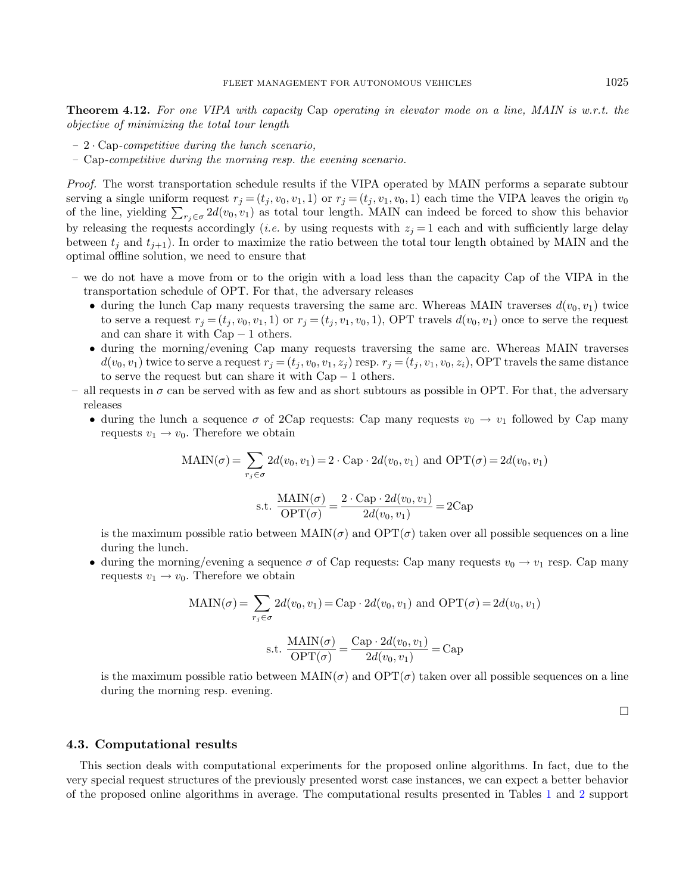**Theorem 4.12.** *For one VIPA with capacity* Cap *operating in elevator mode on a line, MAIN is w.r.t. the objective of minimizing the total tour length*

- $2 \cdot \text{Cap}$*-competitive during the lunch scenario,*
- Cap*-competitive during the morning resp. the evening scenario.*

*Proof.* The worst transportation schedule results if the VIPA operated by MAIN performs a separate subtour serving a single uniform request $r_j = (t_j, v_0, v_1, 1)$ or $r_j = (t_j, v_1, v_0, 1)$ each time the VIPA leaves the origin $v_0$ of the line, yielding $\sum_{r_j \in \sigma} 2d(v_0, v_1)$ as total tour length. MAIN can indeed be forced to show this behavior by releasing the requests accordingly (*i.e.* by using requests with $z_j = 1$ each and with sufficiently large delay between $t_j$ and $t_{j+1}$). In order to maximize the ratio between the total tour length obtained by MAIN and the optimal offline solution, we need to ensure that

- we do not have a move from or to the origin with a load less than the capacity Cap of the VIPA in the transportation schedule of OPT. For that, the adversary releases
  - during the lunch Cap many requests traversing the same arc. Whereas MAIN traverses $d(v_0, v_1)$ twice to serve a request $r_j = (t_j, v_0, v_1, 1)$ or $r_j = (t_j, v_1, v_0, 1)$, OPT travels $d(v_0, v_1)$ once to serve the request and can share it with $\text{Cap} - 1$ others.
  - during the morning/evening Cap many requests traversing the same arc. Whereas MAIN traverses $d(v_0, v_1)$ twice to serve a request $r_j = (t_j, v_0, v_1, z_j)$ resp. $r_j = (t_j, v_1, v_0, z_i)$, OPT travels the same distance to serve the request but can share it with $\text{Cap} - 1$ others.
- all requests in $\sigma$ can be served with as few and as short subtours as possible in OPT. For that, the adversary releases
  - during the lunch a sequence $\sigma$ of 2Cap requests: Cap many requests $v_0 \to v_1$ followed by Cap many requests $v_1 \to v_0$. Therefore we obtain

$$\text{MAIN}(\sigma) = \sum_{r_j \in \sigma} 2d(v_0, v_1) = 2 \cdot \text{Cap} \cdot 2d(v_0, v_1) \text{ and } \text{OPT}(\sigma) = 2d(v_0, v_1)$$

$$\text{s.t. } \frac{\text{MAIN}(\sigma)}{\text{OPT}(\sigma)} = \frac{2 \cdot \text{Cap} \cdot 2d(v_0, v_1)}{2d(v_0, v_1)} = 2\text{Cap}$$

  is the maximum possible ratio between $\text{MAIN}(\sigma)$ and $\text{OPT}(\sigma)$ taken over all possible sequences on a line during the lunch.
  - during the morning/evening a sequence $\sigma$ of Cap requests: Cap many requests $v_0 \to v_1$ resp. Cap many requests $v_1 \to v_0$. Therefore we obtain

$$\text{MAIN}(\sigma) = \sum_{r_j \in \sigma} 2d(v_0, v_1) = \text{Cap} \cdot 2d(v_0, v_1) \text{ and } \text{OPT}(\sigma) = 2d(v_0, v_1)$$

$$\text{s.t. } \frac{\text{MAIN}(\sigma)}{\text{OPT}(\sigma)} = \frac{\text{Cap} \cdot 2d(v_0, v_1)}{2d(v_0, v_1)} = \text{Cap}$$

  is the maximum possible ratio between $\text{MAIN}(\sigma)$ and $\text{OPT}(\sigma)$ taken over all possible sequences on a line during the morning resp. evening.

□

### 4.3. Computational results

This section deals with computational experiments for the proposed online algorithms. In fact, due to the very special request structures of the previously presented worst case instances, we can expect a better behavior of the proposed online algorithms in average. The computational results presented in Tables 1 and 2 support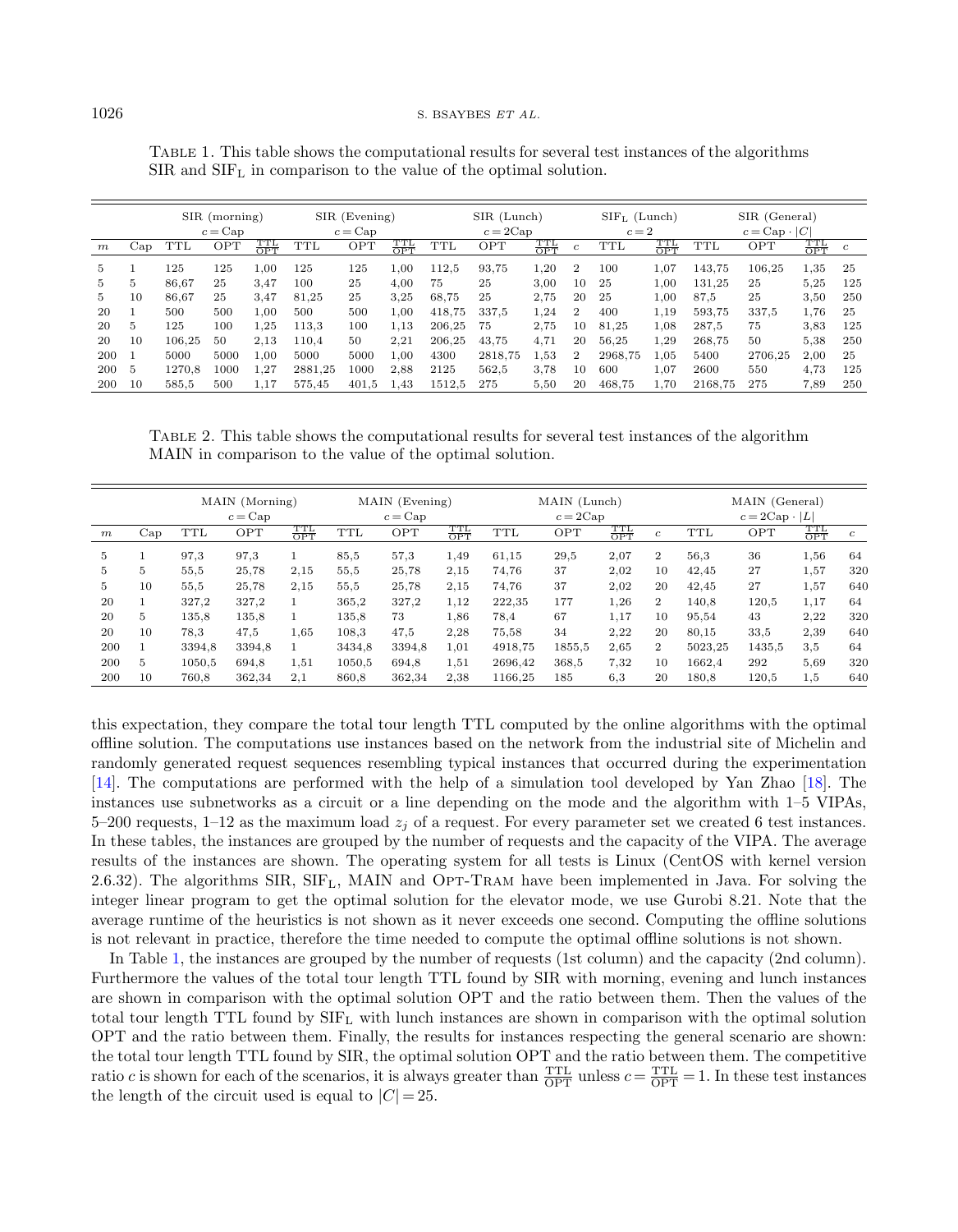Table 1. This table shows the computational results for several test instances of the algorithms SIR and $\text{SIF}_\text{L}$ in comparison to the value of the optimal solution.

| | | SIR (morning) $c = \text{Cap}$ | | | SIR (Evening) $c = \text{Cap}$ | | | SIR (Lunch) $c = 2\text{Cap}$ | | | | $\text{SIF}_\text{L}$ (Lunch) $c = 2$ | | SIR (General) $c = \text{Cap} \cdot \lvert C \rvert$ | | | |
|---|---|---|---|---|---|---|---|---|---|---|---|---|---|---|---|---|---|
| $m$ | Cap | TTL | OPT | $\frac{\text{TTL}}{\text{OPT}}$ | TTL | OPT | $\frac{\text{TTL}}{\text{OPT}}$ | TTL | OPT | $\frac{\text{TTL}}{\text{OPT}}$ | $c$ | TTL | $\frac{\text{TTL}}{\text{OPT}}$ | TTL | OPT | $\frac{\text{TTL}}{\text{OPT}}$ | $c$ |
| 5 | 1 | 125 | 125 | 1,00 | 125 | 125 | 1,00 | 112,5 | 93,75 | 1,20 | 2 | 100 | 1,07 | 143,75 | 106,25 | 1,35 | 25 |
| 5 | 5 | 86,67 | 25 | 3,47 | 100 | 25 | 4,00 | 75 | 25 | 3,00 | 10 | 25 | 1,00 | 131,25 | 25 | 5,25 | 125 |
| 5 | 10 | 86,67 | 25 | 3,47 | 81,25 | 25 | 3,25 | 68,75 | 25 | 2,75 | 20 | 25 | 1,00 | 87,5 | 25 | 3,50 | 250 |
| 20 | 1 | 500 | 500 | 1,00 | 500 | 500 | 1,00 | 418,75 | 337,5 | 1,24 | 2 | 400 | 1,19 | 593,75 | 337,5 | 1,76 | 25 |
| 20 | 5 | 125 | 100 | 1,25 | 113,3 | 100 | 1,13 | 206,25 | 75 | 2,75 | 10 | 81,25 | 1,08 | 287,5 | 75 | 3,83 | 125 |
| 20 | 10 | 106,25 | 50 | 2,13 | 110,4 | 50 | 2,21 | 206,25 | 43,75 | 4,71 | 20 | 56,25 | 1,29 | 268,75 | 50 | 5,38 | 250 |
| 200 | 1 | 5000 | 5000 | 1,00 | 5000 | 5000 | 1,00 | 4300 | 2818,75 | 1,53 | 2 | 2968,75 | 1,05 | 5400 | 2706,25 | 2,00 | 25 |
| 200 | 5 | 1270,8 | 1000 | 1,27 | 2881,25 | 1000 | 2,88 | 2125 | 562,5 | 3,78 | 10 | 600 | 1,07 | 2600 | 550 | 4,73 | 125 |
| 200 | 10 | 585,5 | 500 | 1,17 | 575,45 | 401,5 | 1,43 | 1512,5 | 275 | 5,50 | 20 | 468,75 | 1,70 | 2168,75 | 275 | 7,89 | 250 |

Table 2. This table shows the computational results for several test instances of the algorithm MAIN in comparison to the value of the optimal solution.

| | | MAIN (Morning) $c = \text{Cap}$ | | | MAIN (Evening) $c = \text{Cap}$ | | | MAIN (Lunch) $c = 2\text{Cap}$ | | | | MAIN (General) $c = 2\text{Cap} \cdot \lvert L \rvert$ | | | |
|---|---|---|---|---|---|---|---|---|---|---|---|---|---|---|---|
| $m$ | Cap | TTL | OPT | $\frac{\text{TTL}}{\text{OPT}}$ | TTL | OPT | $\frac{\text{TTL}}{\text{OPT}}$ | TTL | OPT | $\frac{\text{TTL}}{\text{OPT}}$ | $c$ | TTL | OPT | $\frac{\text{TTL}}{\text{OPT}}$ | $c$ |
| 5 | 1 | 97,3 | 97,3 | 1 | 85,5 | 57,3 | 1,49 | 61,15 | 29,5 | 2,07 | 2 | 56,3 | 36 | 1,56 | 64 |
| 5 | 5 | 55,5 | 25,78 | 2,15 | 55,5 | 25,78 | 2,15 | 74,76 | 37 | 2,02 | 10 | 42,45 | 27 | 1,57 | 320 |
| 5 | 10 | 55,5 | 25,78 | 2,15 | 55,5 | 25,78 | 2,15 | 74,76 | 37 | 2,02 | 20 | 42,45 | 27 | 1,57 | 640 |
| 20 | 1 | 327,2 | 327,2 | 1 | 365,2 | 327,2 | 1,12 | 222,35 | 177 | 1,26 | 2 | 140,8 | 120,5 | 1,17 | 64 |
| 20 | 5 | 135,8 | 135,8 | 1 | 135,8 | 73 | 1,86 | 78,4 | 67 | 1,17 | 10 | 95,54 | 43 | 2,22 | 320 |
| 20 | 10 | 78,3 | 47,5 | 1,65 | 108,3 | 47,5 | 2,28 | 75,58 | 34 | 2,22 | 20 | 80,15 | 33,5 | 2,39 | 640 |
| 200 | 1 | 3394,8 | 3394,8 | 1 | 3434,8 | 3394,8 | 1,01 | 4918,75 | 1855,5 | 2,65 | 2 | 5023,25 | 1435,5 | 3,5 | 64 |
| 200 | 5 | 1050,5 | 694,8 | 1,51 | 1050,5 | 694,8 | 1,51 | 2696,42 | 368,5 | 7,32 | 10 | 1662,4 | 292 | 5,69 | 320 |
| 200 | 10 | 760,8 | 362,34 | 2,1 | 860,8 | 362,34 | 2,38 | 1166,25 | 185 | 6,3 | 20 | 180,8 | 120,5 | 1,5 | 640 |

this expectation, they compare the total tour length TTL computed by the online algorithms with the optimal offline solution. The computations use instances based on the network from the industrial site of Michelin and randomly generated request sequences resembling typical instances that occurred during the experimentation [14]. The computations are performed with the help of a simulation tool developed by Yan Zhao [18]. The instances use subnetworks as a circuit or a line depending on the mode and the algorithm with 1–5 VIPAs, 5–200 requests, 1–12 as the maximum load $z_j$ of a request. For every parameter set we created 6 test instances. In these tables, the instances are grouped by the number of requests and the capacity of the VIPA. The average results of the instances are shown. The operating system for all tests is Linux (CentOS with kernel version 2.6.32). The algorithms SIR, $\text{SIF}_\text{L}$, MAIN and Opt-Tram have been implemented in Java. For solving the integer linear program to get the optimal solution for the elevator mode, we use Gurobi 8.21. Note that the average runtime of the heuristics is not shown as it never exceeds one second. Computing the offline solutions is not relevant in practice, therefore the time needed to compute the optimal offline solutions is not shown.

In Table 1, the instances are grouped by the number of requests (1st column) and the capacity (2nd column). Furthermore the values of the total tour length TTL found by SIR with morning, evening and lunch instances are shown in comparison with the optimal solution OPT and the ratio between them. Then the values of the total tour length TTL found by $\text{SIF}_\text{L}$ with lunch instances are shown in comparison with the optimal solution OPT and the ratio between them. Finally, the results for instances respecting the general scenario are shown: the total tour length TTL found by SIR, the optimal solution OPT and the ratio between them. The competitive ratio $c$ is shown for each of the scenarios, it is always greater than $\frac{\text{TTL}}{\text{OPT}}$ unless $c = \frac{\text{TTL}}{\text{OPT}} = 1$. In these test instances the length of the circuit used is equal to $|C| = 25$.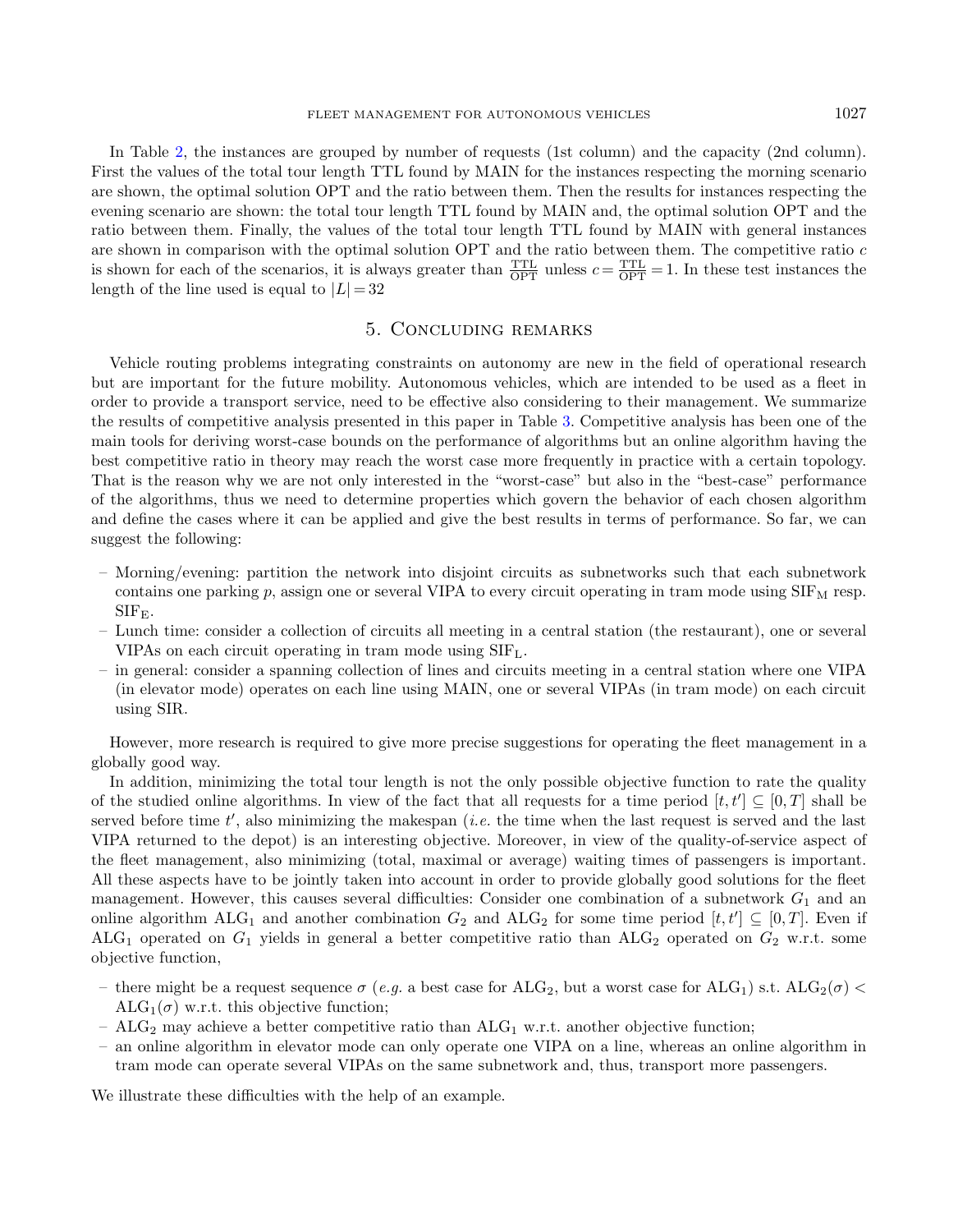In Table 2, the instances are grouped by number of requests (1st column) and the capacity (2nd column). First the values of the total tour length TTL found by MAIN for the instances respecting the morning scenario are shown, the optimal solution OPT and the ratio between them. Then the results for instances respecting the evening scenario are shown: the total tour length TTL found by MAIN and, the optimal solution OPT and the ratio between them. Finally, the values of the total tour length TTL found by MAIN with general instances are shown in comparison with the optimal solution OPT and the ratio between them. The competitive ratio $c$ is shown for each of the scenarios, it is always greater than $\frac{\text{TTL}}{\text{OPT}}$ unless $c = \frac{\text{TTL}}{\text{OPT}} = 1$. In these test instances the length of the line used is equal to $|L| = 32$

## 5. Concluding remarks

Vehicle routing problems integrating constraints on autonomy are new in the field of operational research but are important for the future mobility. Autonomous vehicles, which are intended to be used as a fleet in order to provide a transport service, need to be effective also considering to their management. We summarize the results of competitive analysis presented in this paper in Table 3. Competitive analysis has been one of the main tools for deriving worst-case bounds on the performance of algorithms but an online algorithm having the best competitive ratio in theory may reach the worst case more frequently in practice with a certain topology. That is the reason why we are not only interested in the "worst-case" but also in the "best-case" performance of the algorithms, thus we need to determine properties which govern the behavior of each chosen algorithm and define the cases where it can be applied and give the best results in terms of performance. So far, we can suggest the following:

- Morning/evening: partition the network into disjoint circuits as subnetworks such that each subnetwork contains one parking $p$, assign one or several VIPA to every circuit operating in tram mode using $\text{SIF}_\text{M}$ resp. $\text{SIF}_\text{E}$.
- Lunch time: consider a collection of circuits all meeting in a central station (the restaurant), one or several VIPAs on each circuit operating in tram mode using $\text{SIF}_\text{L}$.
- in general: consider a spanning collection of lines and circuits meeting in a central station where one VIPA (in elevator mode) operates on each line using MAIN, one or several VIPAs (in tram mode) on each circuit using SIR.

However, more research is required to give more precise suggestions for operating the fleet management in a globally good way.

In addition, minimizing the total tour length is not the only possible objective function to rate the quality of the studied online algorithms. In view of the fact that all requests for a time period $[t, t'] \subseteq [0, T]$ shall be served before time $t'$, also minimizing the makespan (*i.e.* the time when the last request is served and the last VIPA returned to the depot) is an interesting objective. Moreover, in view of the quality-of-service aspect of the fleet management, also minimizing (total, maximal or average) waiting times of passengers is important. All these aspects have to be jointly taken into account in order to provide globally good solutions for the fleet management. However, this causes several difficulties: Consider one combination of a subnetwork $G_1$ and an online algorithm $\text{ALG}_1$ and another combination $G_2$ and $\text{ALG}_2$ for some time period $[t, t'] \subseteq [0, T]$. Even if $\text{ALG}_1$ operated on $G_1$ yields in general a better competitive ratio than $\text{ALG}_2$ operated on $G_2$ w.r.t. some objective function,

- there might be a request sequence $\sigma$ (*e.g.* a best case for $\text{ALG}_2$, but a worst case for $\text{ALG}_1$) s.t. $\text{ALG}_2(\sigma) < \text{ALG}_1(\sigma)$ w.r.t. this objective function;
- $\text{ALG}_2$ may achieve a better competitive ratio than $\text{ALG}_1$ w.r.t. another objective function;
- an online algorithm in elevator mode can only operate one VIPA on a line, whereas an online algorithm in tram mode can operate several VIPAs on the same subnetwork and, thus, transport more passengers.

We illustrate these difficulties with the help of an example.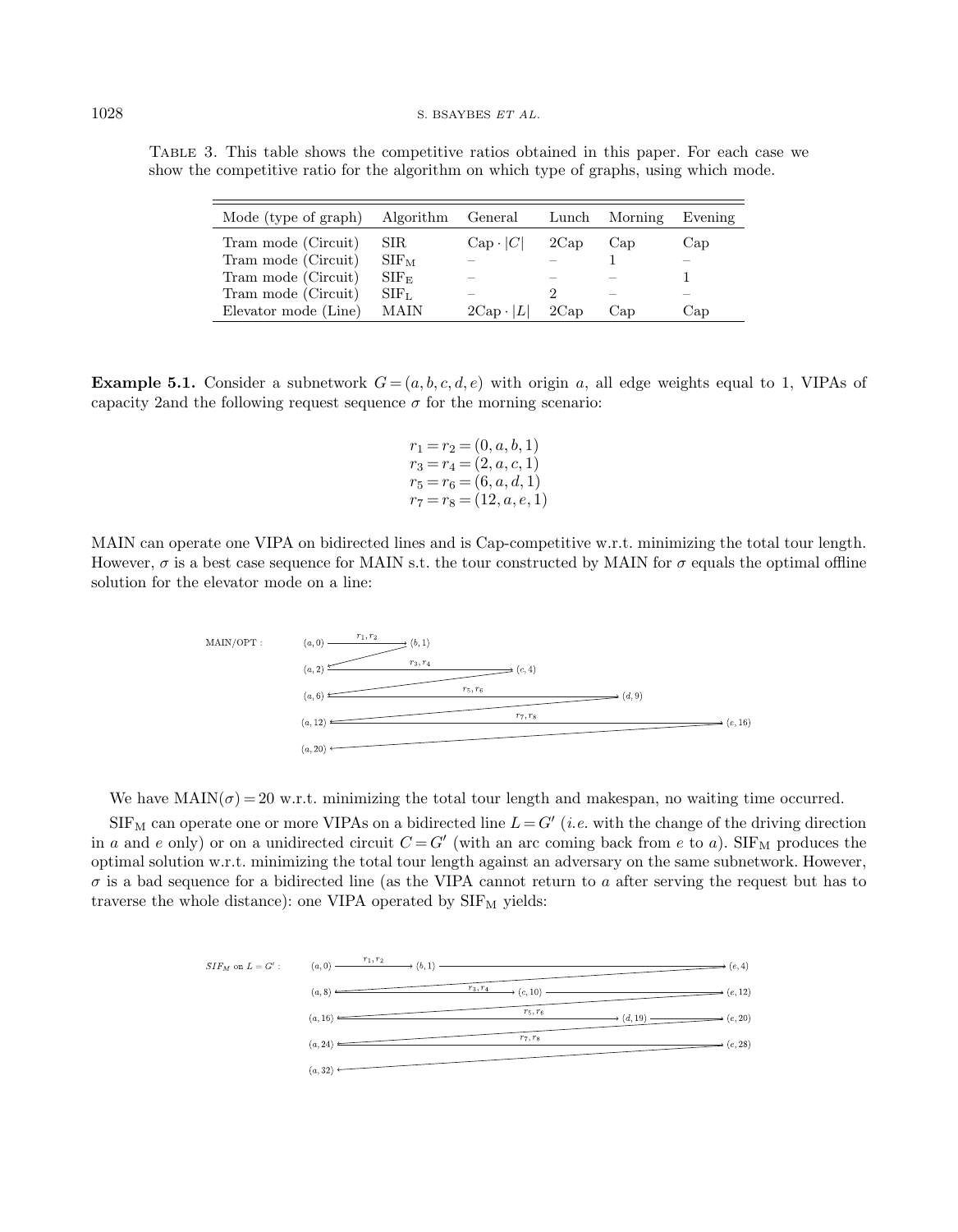Table 3. This table shows the competitive ratios obtained in this paper. For each case we show the competitive ratio for the algorithm on which type of graphs, using which mode.

| Mode (type of graph) | Algorithm | General | Lunch | Morning | Evening |
|---|---|---|---|---|---|
| Tram mode (Circuit) | SIR | $\mathrm{Cap} \cdot \lvert C \rvert$ | $2\mathrm{Cap}$ | Cap | Cap |
| Tram mode (Circuit) | $\mathrm{SIF_M}$ | – | – | 1 | – |
| Tram mode (Circuit) | $\mathrm{SIF_E}$ | – | – | – | 1 |
| Tram mode (Circuit) | $\mathrm{SIF_L}$ | – | 2 | – | – |
| Elevator mode (Line) | MAIN | $2\mathrm{Cap} \cdot \lvert L \rvert$ | $2\mathrm{Cap}$ | Cap | Cap |

**Example 5.1.** Consider a subnetwork $G = (a, b, c, d, e)$ with origin $a$, all edge weights equal to 1, VIPAs of capacity 2and the following request sequence $\sigma$ for the morning scenario:

$$r_1 = r_2 = (0, a, b, 1)$$
$$r_3 = r_4 = (2, a, c, 1)$$
$$r_5 = r_6 = (6, a, d, 1)$$
$$r_7 = r_8 = (12, a, e, 1)$$

MAIN can operate one VIPA on bidirected lines and is Cap-competitive w.r.t. minimizing the total tour length. However, $\sigma$ is a best case sequence for MAIN s.t. the tour constructed by MAIN for $\sigma$ equals the optimal offline solution for the elevator mode on a line:

MAIN/OPT : $(a,0) \xrightarrow{r_1,r_2} (b,1)$; $(a,2) \xrightarrow{r_3,r_4} (c,4)$; $(a,6) \xrightarrow{r_5,r_6} (d,9)$; $(a,12) \xrightarrow{r_7,r_8} (e,16)$; $(a,20)$

We have $\mathrm{MAIN}(\sigma) = 20$ w.r.t. minimizing the total tour length and makespan, no waiting time occurred.

$\mathrm{SIF_M}$ can operate one or more VIPAs on a bidirected line $L = G'$ (*i.e.* with the change of the driving direction in $a$ and $e$ only) or on a unidirected circuit $C = G'$ (with an arc coming back from $e$ to $a$). $\mathrm{SIF_M}$ produces the optimal solution w.r.t. minimizing the total tour length against an adversary on the same subnetwork. However, $\sigma$ is a bad sequence for a bidirected line (as the VIPA cannot return to $a$ after serving the request but has to traverse the whole distance): one VIPA operated by $\mathrm{SIF_M}$ yields:

$SIF_M$ on $L = G'$ : $(a,0) \xrightarrow{r_1,r_2} (b,1) \rightarrow (e,4)$; $(a,8) \xrightarrow{r_3,r_4} (c,10) \rightarrow (e,12)$; $(a,16) \xrightarrow{r_5,r_6} (d,19) \rightarrow (e,20)$; $(a,24) \xrightarrow{r_7,r_8} (e,28)$; $(a,32)$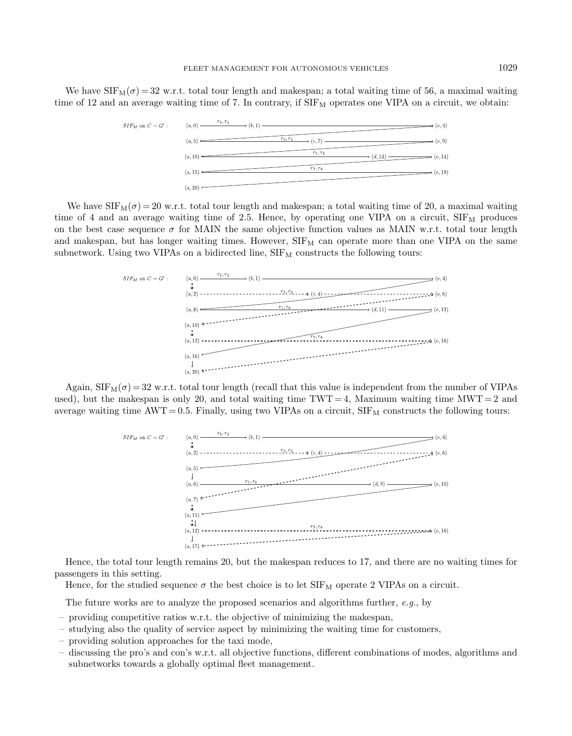We have $\mathrm{SIF_M}(\sigma) = 32$ w.r.t. total tour length and makespan; a total waiting time of 56, a maximal waiting time of 12 and an average waiting time of 7. In contrary, if $\mathrm{SIF_M}$ operates one VIPA on a circuit, we obtain:

We have $\mathrm{SIF_M}(\sigma) = 20$ w.r.t. total tour length and makespan; a total waiting time of 20, a maximal waiting time of 4 and an average waiting time of 2.5. Hence, by operating one VIPA on a circuit, $\mathrm{SIF_M}$ produces on the best case sequence $\sigma$ for MAIN the same objective function values as MAIN w.r.t. total tour length and makespan, but has longer waiting times. However, $\mathrm{SIF_M}$ can operate more than one VIPA on the same subnetwork. Using two VIPAs on a bidirected line, $\mathrm{SIF_M}$ constructs the following tours:

Again, $\mathrm{SIF_M}(\sigma) = 32$ w.r.t. total tour length (recall that this value is independent from the number of VIPAs used), but the makespan is only 20, and total waiting time $\mathrm{TWT} = 4$, Maximum waiting time $\mathrm{MWT} = 2$ and average waiting time $\mathrm{AWT} = 0.5$. Finally, using two VIPAs on a circuit, $\mathrm{SIF_M}$ constructs the following tours:

Hence, the total tour length remains 20, but the makespan reduces to 17, and there are no waiting times for passengers in this setting.

Hence, for the studied sequence $\sigma$ the best choice is to let $\mathrm{SIF_M}$ operate 2 VIPAs on a circuit.

The future works are to analyze the proposed scenarios and algorithms further, *e.g.*, by

- providing competitive ratios w.r.t. the objective of minimizing the makespan,
- studying also the quality of service aspect by minimizing the waiting time for customers,
- providing solution approaches for the taxi mode,
- discussing the pro's and con's w.r.t. all objective functions, different combinations of modes, algorithms and subnetworks towards a globally optimal fleet management.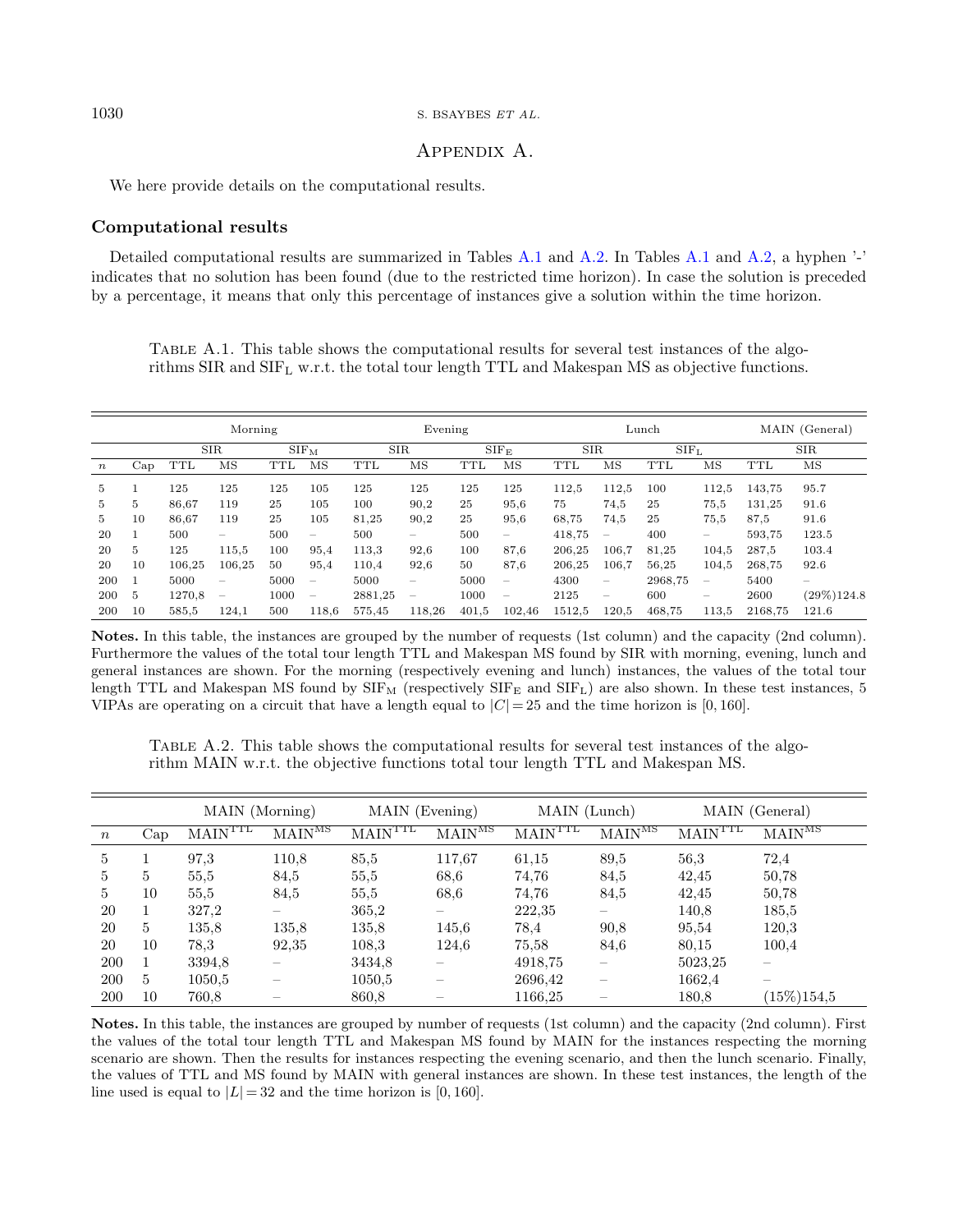# Appendix A.

We here provide details on the computational results.

## Computational results

Detailed computational results are summarized in Tables A.1 and A.2. In Tables A.1 and A.2, a hyphen '-' indicates that no solution has been found (due to the restricted time horizon). In case the solution is preceded by a percentage, it means that only this percentage of instances give a solution within the time horizon.

Table A.1. This table shows the computational results for several test instances of the algorithms SIR and $\mathrm{SIF_L}$ w.r.t. the total tour length TTL and Makespan MS as objective functions.

| | | Morning | | | | Evening | | | | Lunch | | | | MAIN (General) | |
|---|---|---|---|---|---|---|---|---|---|---|---|---|---|---|---|
| | | SIR | | $\mathrm{SIF_M}$ | | SIR | | $\mathrm{SIF_E}$ | | SIR | | $\mathrm{SIF_L}$ | | SIR | |
| $n$ | Cap | TTL | MS | TTL | MS | TTL | MS | TTL | MS | TTL | MS | TTL | MS | TTL | MS |
| 5 | 1 | 125 | 125 | 125 | 105 | 125 | 125 | 125 | 125 | 112,5 | 112,5 | 100 | 112,5 | 143,75 | 95.7 |
| 5 | 5 | 86,67 | 119 | 25 | 105 | 100 | 90,2 | 25 | 95,6 | 75 | 74,5 | 25 | 75,5 | 131,25 | 91.6 |
| 5 | 10 | 86,67 | 119 | 25 | 105 | 81,25 | 90,2 | 25 | 95,6 | 68,75 | 74,5 | 25 | 75,5 | 87,5 | 91.6 |
| 20 | 1 | 500 | – | 500 | – | 500 | – | 500 | – | 418,75 | – | 400 | – | 593,75 | 123.5 |
| 20 | 5 | 125 | 115,5 | 100 | 95,4 | 113,3 | 92,6 | 100 | 87,6 | 206,25 | 106,7 | 81,25 | 104,5 | 287,5 | 103.4 |
| 20 | 10 | 106,25 | 106,25 | 50 | 95,4 | 110,4 | 92,6 | 50 | 87,6 | 206,25 | 106,7 | 56,25 | 104,5 | 268,75 | 92.6 |
| 200 | 1 | 5000 | – | 5000 | – | 5000 | – | 5000 | – | 4300 | – | 2968,75 | – | 5400 | – |
| 200 | 5 | 1270,8 | – | 1000 | – | 2881,25 | – | 1000 | – | 2125 | – | 600 | – | 2600 | (29%)124.8 |
| 200 | 10 | 585,5 | 124,1 | 500 | 118,6 | 575,45 | 118,26 | 401,5 | 102,46 | 1512,5 | 120,5 | 468,75 | 113,5 | 2168,75 | 121.6 |

**Notes.** In this table, the instances are grouped by the number of requests (1st column) and the capacity (2nd column). Furthermore the values of the total tour length TTL and Makespan MS found by SIR with morning, evening, lunch and general instances are shown. For the morning (respectively evening and lunch) instances, the values of the total tour length TTL and Makespan MS found by $\mathrm{SIF_M}$ (respectively $\mathrm{SIF_E}$ and $\mathrm{SIF_L}$) are also shown. In these test instances, 5 VIPAs are operating on a circuit that have a length equal to $|C| = 25$ and the time horizon is $[0, 160]$.

Table A.2. This table shows the computational results for several test instances of the algorithm MAIN w.r.t. the objective functions total tour length TTL and Makespan MS.

| | | MAIN (Morning) | | MAIN (Evening) | | MAIN (Lunch) | | MAIN (General) | |
|---|---|---|---|---|---|---|---|---|---|
| $n$ | Cap | $\mathrm{MAIN^{TTL}}$ | $\mathrm{MAIN^{MS}}$ | $\mathrm{MAIN^{TTL}}$ | $\mathrm{MAIN^{MS}}$ | $\mathrm{MAIN^{TTL}}$ | $\mathrm{MAIN^{MS}}$ | $\mathrm{MAIN^{TTL}}$ | $\mathrm{MAIN^{MS}}$ |
| 5 | 1 | 97,3 | 110,8 | 85,5 | 117,67 | 61,15 | 89,5 | 56,3 | 72,4 |
| 5 | 5 | 55,5 | 84,5 | 55,5 | 68,6 | 74,76 | 84,5 | 42,45 | 50,78 |
| 5 | 10 | 55,5 | 84,5 | 55,5 | 68,6 | 74,76 | 84,5 | 42,45 | 50,78 |
| 20 | 1 | 327,2 | – | 365,2 | – | 222,35 | – | 140,8 | 185,5 |
| 20 | 5 | 135,8 | 135,8 | 135,8 | 145,6 | 78,4 | 90,8 | 95,54 | 120,3 |
| 20 | 10 | 78,3 | 92,35 | 108,3 | 124,6 | 75,58 | 84,6 | 80,15 | 100,4 |
| 200 | 1 | 3394,8 | – | 3434,8 | – | 4918,75 | – | 5023,25 | – |
| 200 | 5 | 1050,5 | – | 1050,5 | – | 2696,42 | – | 1662,4 | – |
| 200 | 10 | 760,8 | – | 860,8 | – | 1166,25 | – | 180,8 | (15%)154,5 |

**Notes.** In this table, the instances are grouped by number of requests (1st column) and the capacity (2nd column). First the values of the total tour length TTL and Makespan MS found by MAIN for the instances respecting the morning scenario are shown. Then the results for instances respecting the evening scenario, and then the lunch scenario. Finally, the values of TTL and MS found by MAIN with general instances are shown. In these test instances, the length of the line used is equal to $|L| = 32$ and the time horizon is $[0, 160]$.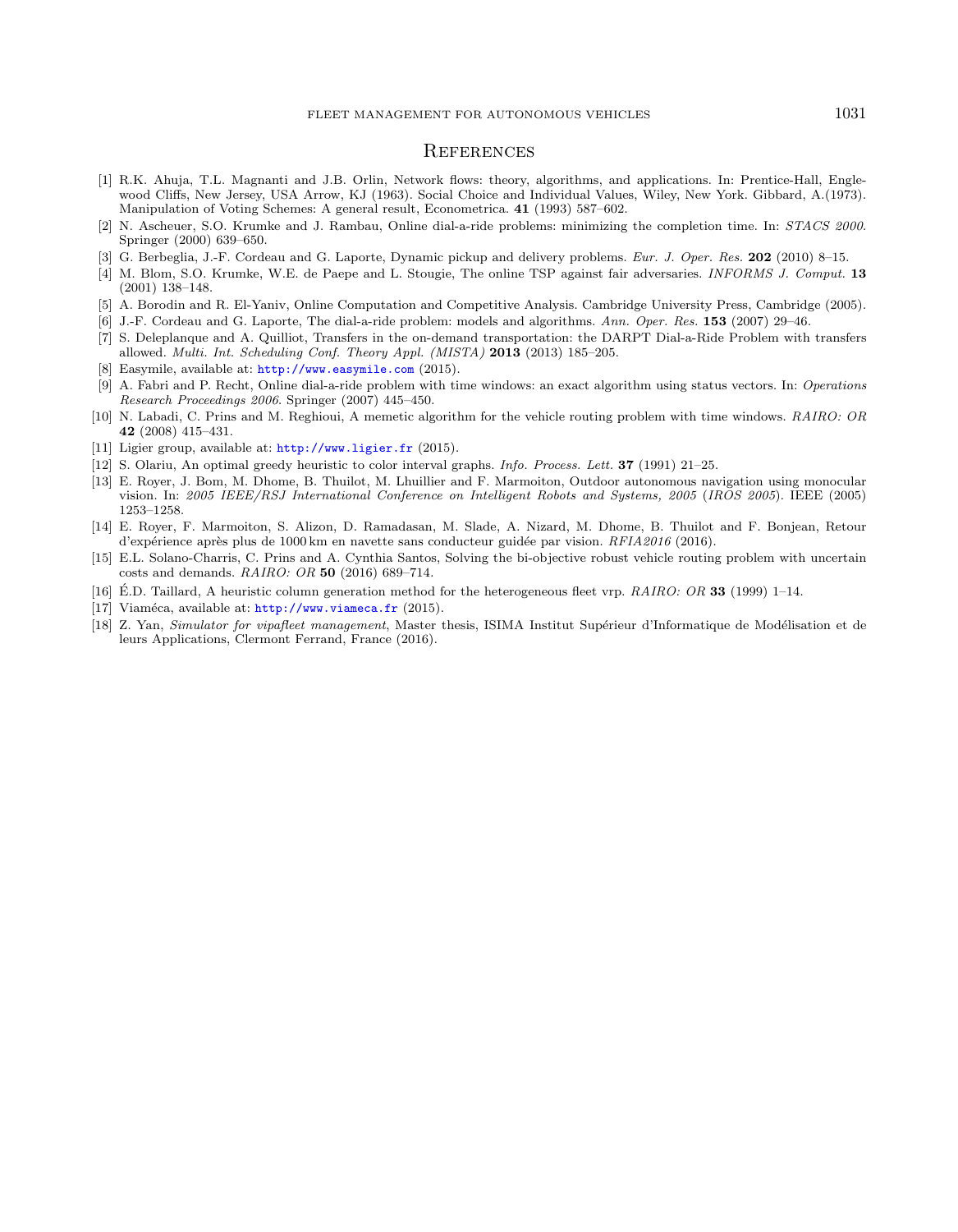## References

[1] R.K. Ahuja, T.L. Magnanti and J.B. Orlin, Network flows: theory, algorithms, and applications. In: Prentice-Hall, Englewood Cliffs, New Jersey, USA Arrow, KJ (1963). Social Choice and Individual Values, Wiley, New York. Gibbard, A.(1973). Manipulation of Voting Schemes: A general result, Econometrica. **41** (1993) 587–602.

[2] N. Ascheuer, S.O. Krumke and J. Rambau, Online dial-a-ride problems: minimizing the completion time. In: *STACS 2000*. Springer (2000) 639–650.

[3] G. Berbeglia, J.-F. Cordeau and G. Laporte, Dynamic pickup and delivery problems. *Eur. J. Oper. Res.* **202** (2010) 8–15.

[4] M. Blom, S.O. Krumke, W.E. de Paepe and L. Stougie, The online TSP against fair adversaries. *INFORMS J. Comput.* **13** (2001) 138–148.

[5] A. Borodin and R. El-Yaniv, Online Computation and Competitive Analysis. Cambridge University Press, Cambridge (2005).

[6] J.-F. Cordeau and G. Laporte, The dial-a-ride problem: models and algorithms. *Ann. Oper. Res.* **153** (2007) 29–46.

[7] S. Deleplanque and A. Quilliot, Transfers in the on-demand transportation: the DARPT Dial-a-Ride Problem with transfers allowed. *Multi. Int. Scheduling Conf. Theory Appl. (MISTA)* **2013** (2013) 185–205.

[8] Easymile, available at: http://www.easymile.com (2015).

[9] A. Fabri and P. Recht, Online dial-a-ride problem with time windows: an exact algorithm using status vectors. In: *Operations Research Proceedings 2006*. Springer (2007) 445–450.

[10] N. Labadi, C. Prins and M. Reghioui, A memetic algorithm for the vehicle routing problem with time windows. *RAIRO: OR* **42** (2008) 415–431.

[11] Ligier group, available at: http://www.ligier.fr (2015).

[12] S. Olariu, An optimal greedy heuristic to color interval graphs. *Info. Process. Lett.* **37** (1991) 21–25.

[13] E. Royer, J. Bom, M. Dhome, B. Thuilot, M. Lhuillier and F. Marmoiton, Outdoor autonomous navigation using monocular vision. In: *2005 IEEE/RSJ International Conference on Intelligent Robots and Systems, 2005* (*IROS 2005*). IEEE (2005) 1253–1258.

[14] E. Royer, F. Marmoiton, S. Alizon, D. Ramadasan, M. Slade, A. Nizard, M. Dhome, B. Thuilot and F. Bonjean, Retour d'expérience après plus de 1000 km en navette sans conducteur guidée par vision. *RFIA2016* (2016).

[15] E.L. Solano-Charris, C. Prins and A. Cynthia Santos, Solving the bi-objective robust vehicle routing problem with uncertain costs and demands. *RAIRO: OR* **50** (2016) 689–714.

[16] É.D. Taillard, A heuristic column generation method for the heterogeneous fleet vrp. *RAIRO: OR* **33** (1999) 1–14.

[17] Viaméca, available at: http://www.viameca.fr (2015).

[18] Z. Yan, *Simulator for vipafleet management*, Master thesis, ISIMA Institut Supérieur d'Informatique de Modélisation et de leurs Applications, Clermont Ferrand, France (2016).